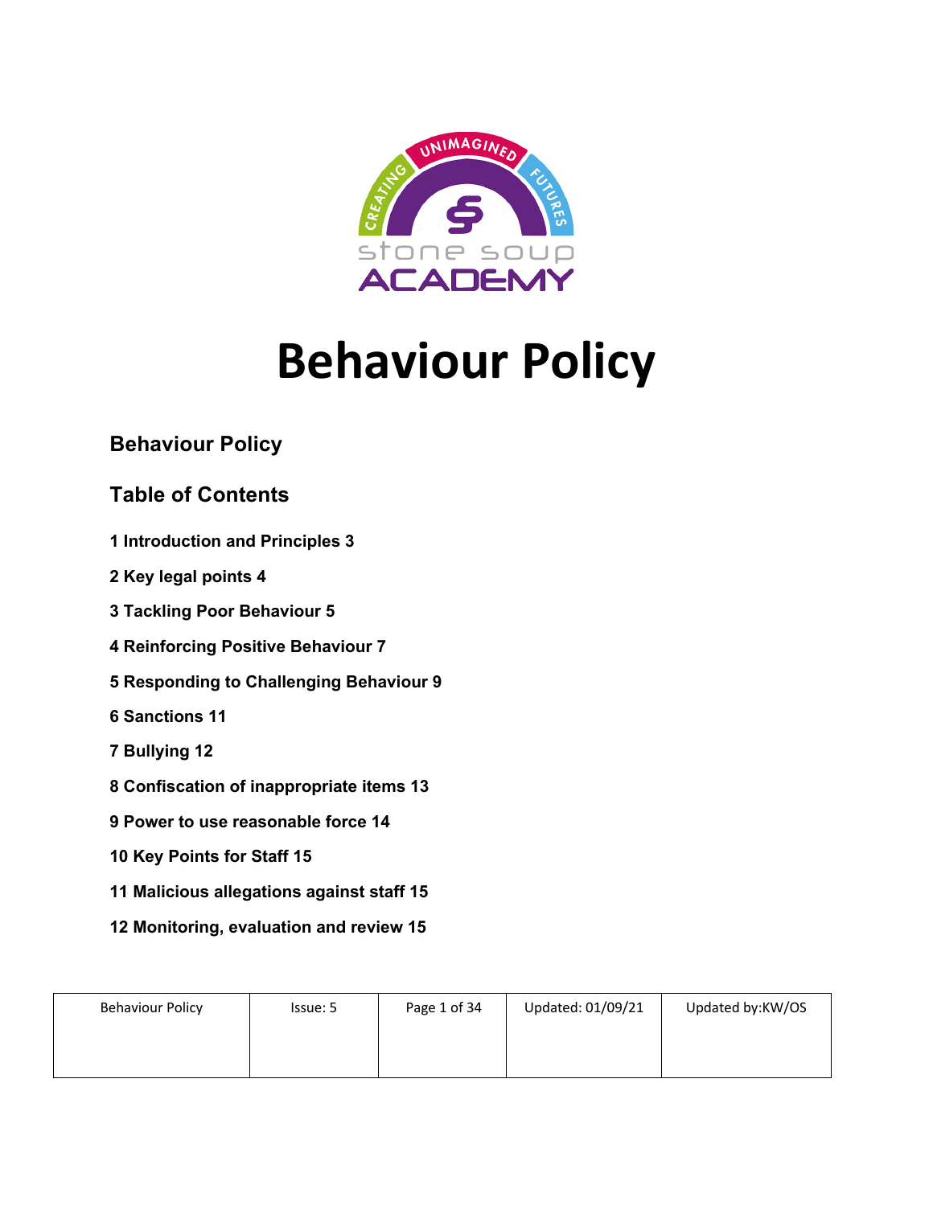# Behaviour Policy

## Behaviour Policy

## Table of Contents

**1 Introduction and Principles 3**

**2 Key legal points 4**

**3 Tackling Poor Behaviour 5**

**4 Reinforcing Positive Behaviour 7**

**5 Responding to Challenging Behaviour 9**

**6 Sanctions 11**

**7 Bullying 12**

**8 Confiscation of inappropriate items 13**

**9 Power to use reasonable force 14**

**10 Key Points for Staff 15**

**11 Malicious allegations against staff 15**

**12 Monitoring, evaluation and review 15**

| Behaviour Policy | Issue: 5 | Page 1 of 34 | Updated: 01/09/21 | Updated by:KW/OS |
|---|---|---|---|---|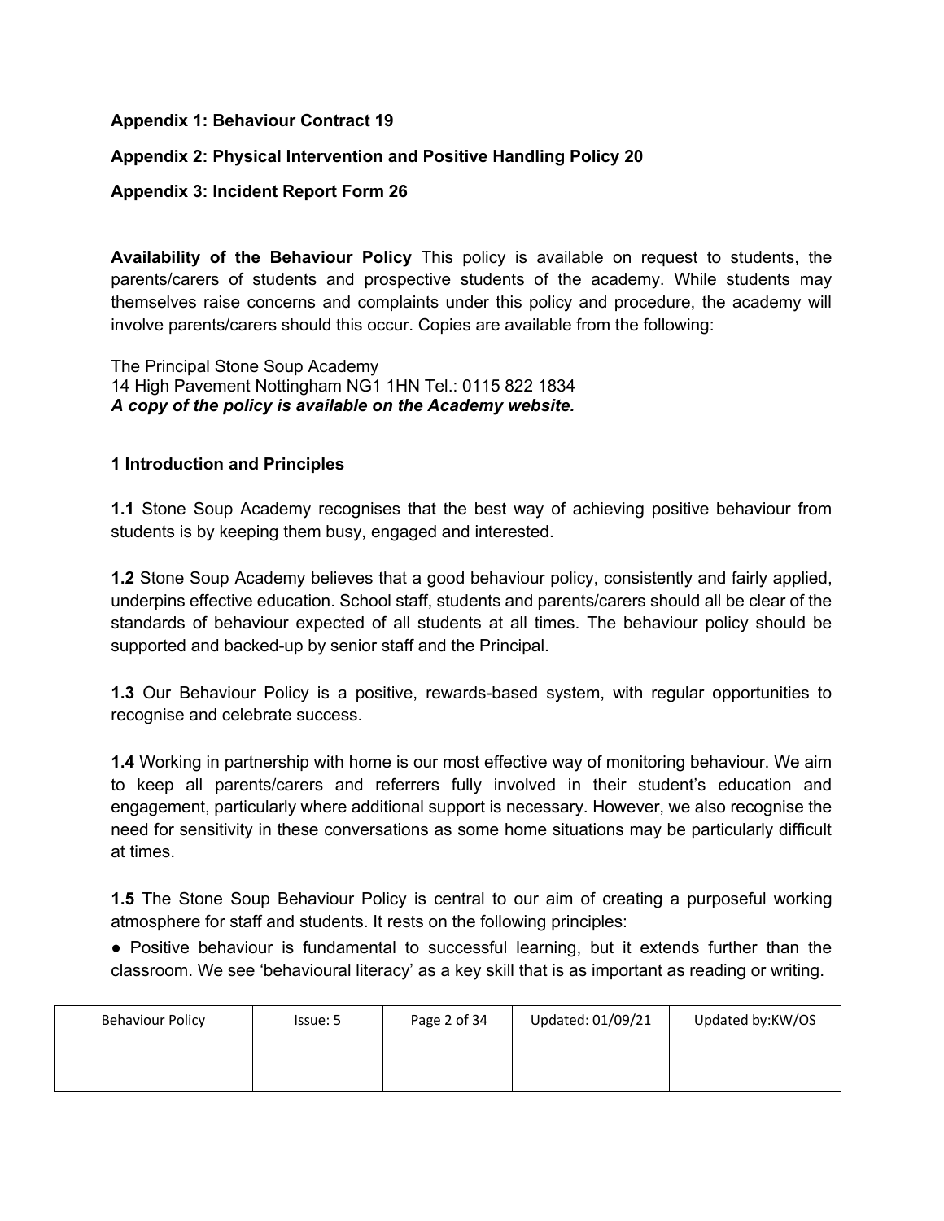**Appendix 1: Behaviour Contract 19**

**Appendix 2: Physical Intervention and Positive Handling Policy 20**

**Appendix 3: Incident Report Form 26**

**Availability of the Behaviour Policy** This policy is available on request to students, the parents/carers of students and prospective students of the academy. While students may themselves raise concerns and complaints under this policy and procedure, the academy will involve parents/carers should this occur. Copies are available from the following:

The Principal Stone Soup Academy
14 High Pavement Nottingham NG1 1HN Tel.: 0115 822 1834
***A copy of the policy is available on the Academy website.***

## 1 Introduction and Principles

**1.1** Stone Soup Academy recognises that the best way of achieving positive behaviour from students is by keeping them busy, engaged and interested.

**1.2** Stone Soup Academy believes that a good behaviour policy, consistently and fairly applied, underpins effective education. School staff, students and parents/carers should all be clear of the standards of behaviour expected of all students at all times. The behaviour policy should be supported and backed-up by senior staff and the Principal.

**1.3** Our Behaviour Policy is a positive, rewards-based system, with regular opportunities to recognise and celebrate success.

**1.4** Working in partnership with home is our most effective way of monitoring behaviour. We aim to keep all parents/carers and referrers fully involved in their student's education and engagement, particularly where additional support is necessary. However, we also recognise the need for sensitivity in these conversations as some home situations may be particularly difficult at times.

**1.5** The Stone Soup Behaviour Policy is central to our aim of creating a purposeful working atmosphere for staff and students. It rests on the following principles:

- Positive behaviour is fundamental to successful learning, but it extends further than the classroom. We see 'behavioural literacy' as a key skill that is as important as reading or writing.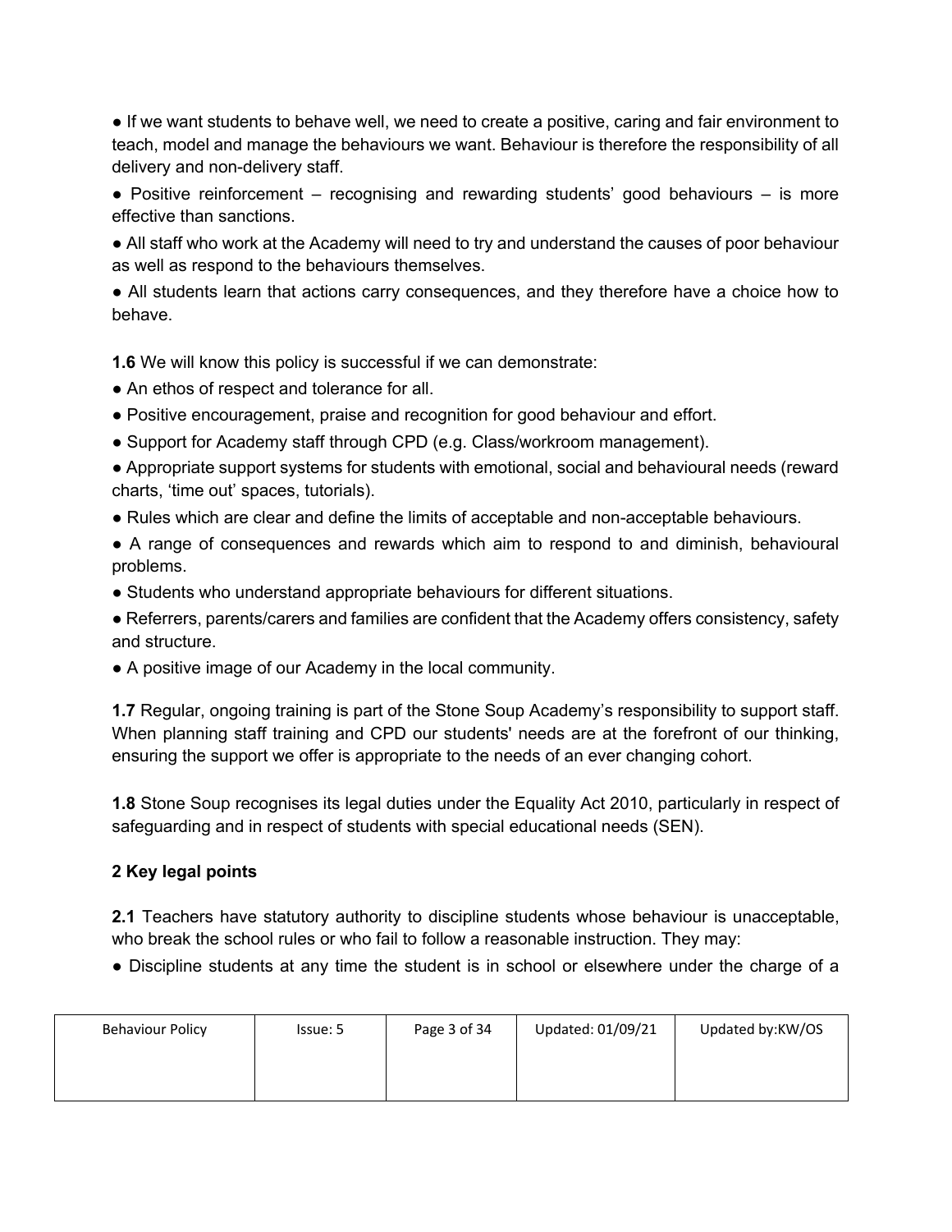- If we want students to behave well, we need to create a positive, caring and fair environment to teach, model and manage the behaviours we want. Behaviour is therefore the responsibility of all delivery and non-delivery staff.
- Positive reinforcement – recognising and rewarding students' good behaviours – is more effective than sanctions.
- All staff who work at the Academy will need to try and understand the causes of poor behaviour as well as respond to the behaviours themselves.
- All students learn that actions carry consequences, and they therefore have a choice how to behave.

**1.6** We will know this policy is successful if we can demonstrate:

- An ethos of respect and tolerance for all.
- Positive encouragement, praise and recognition for good behaviour and effort.
- Support for Academy staff through CPD (e.g. Class/workroom management).
- Appropriate support systems for students with emotional, social and behavioural needs (reward charts, 'time out' spaces, tutorials).
- Rules which are clear and define the limits of acceptable and non-acceptable behaviours.
- A range of consequences and rewards which aim to respond to and diminish, behavioural problems.
- Students who understand appropriate behaviours for different situations.
- Referrers, parents/carers and families are confident that the Academy offers consistency, safety and structure.
- A positive image of our Academy in the local community.

**1.7** Regular, ongoing training is part of the Stone Soup Academy's responsibility to support staff. When planning staff training and CPD our students' needs are at the forefront of our thinking, ensuring the support we offer is appropriate to the needs of an ever changing cohort.

**1.8** Stone Soup recognises its legal duties under the Equality Act 2010, particularly in respect of safeguarding and in respect of students with special educational needs (SEN).

## 2 Key legal points

**2.1** Teachers have statutory authority to discipline students whose behaviour is unacceptable, who break the school rules or who fail to follow a reasonable instruction. They may:

- Discipline students at any time the student is in school or elsewhere under the charge of a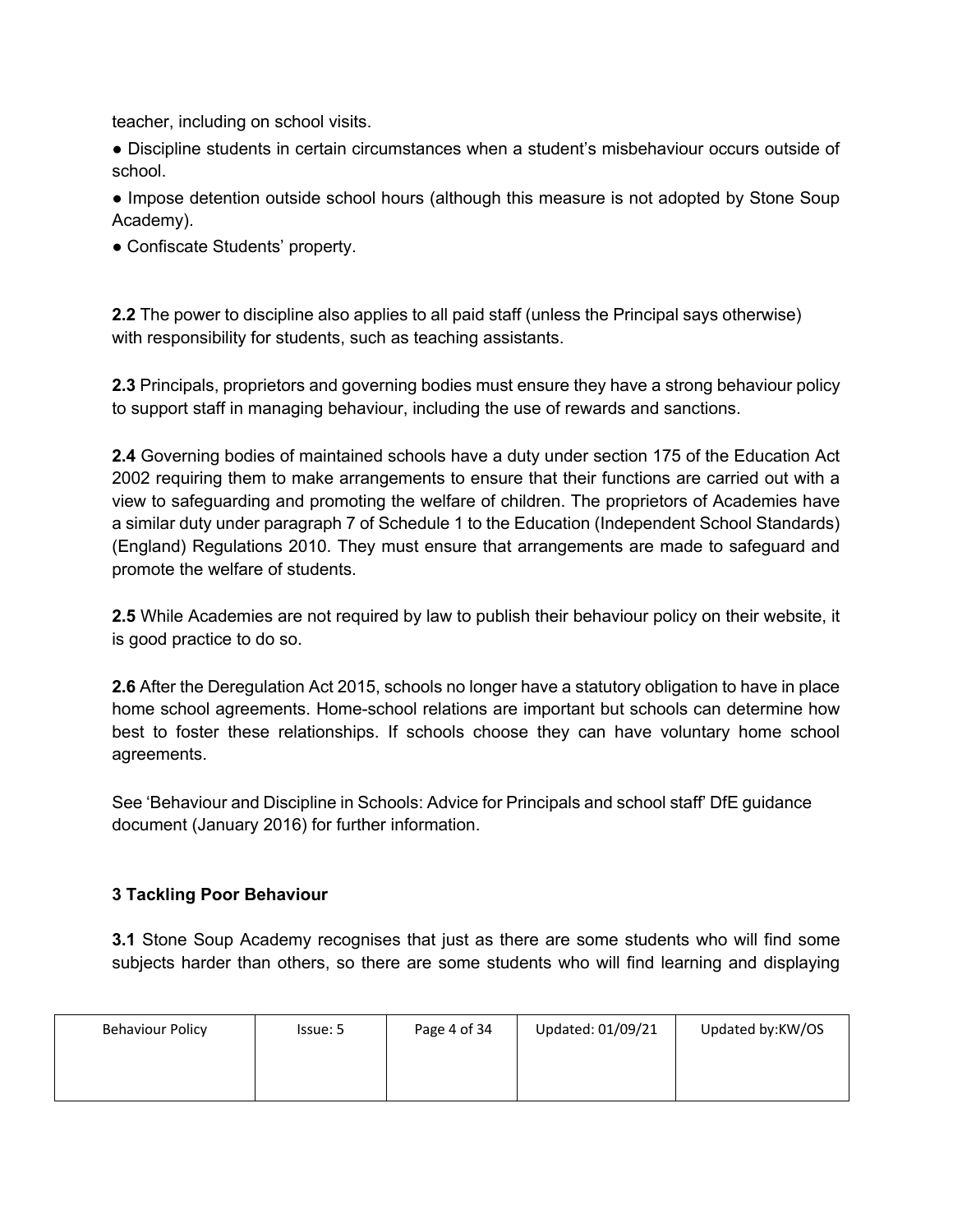teacher, including on school visits.

● Discipline students in certain circumstances when a student's misbehaviour occurs outside of school.

● Impose detention outside school hours (although this measure is not adopted by Stone Soup Academy).

● Confiscate Students' property.

**2.2** The power to discipline also applies to all paid staff (unless the Principal says otherwise) with responsibility for students, such as teaching assistants.

**2.3** Principals, proprietors and governing bodies must ensure they have a strong behaviour policy to support staff in managing behaviour, including the use of rewards and sanctions.

**2.4** Governing bodies of maintained schools have a duty under section 175 of the Education Act 2002 requiring them to make arrangements to ensure that their functions are carried out with a view to safeguarding and promoting the welfare of children. The proprietors of Academies have a similar duty under paragraph 7 of Schedule 1 to the Education (Independent School Standards) (England) Regulations 2010. They must ensure that arrangements are made to safeguard and promote the welfare of students.

**2.5** While Academies are not required by law to publish their behaviour policy on their website, it is good practice to do so.

**2.6** After the Deregulation Act 2015, schools no longer have a statutory obligation to have in place home school agreements. Home-school relations are important but schools can determine how best to foster these relationships. If schools choose they can have voluntary home school agreements.

See 'Behaviour and Discipline in Schools: Advice for Principals and school staff' DfE guidance document (January 2016) for further information.

## 3 Tackling Poor Behaviour

**3.1** Stone Soup Academy recognises that just as there are some students who will find some subjects harder than others, so there are some students who will find learning and displaying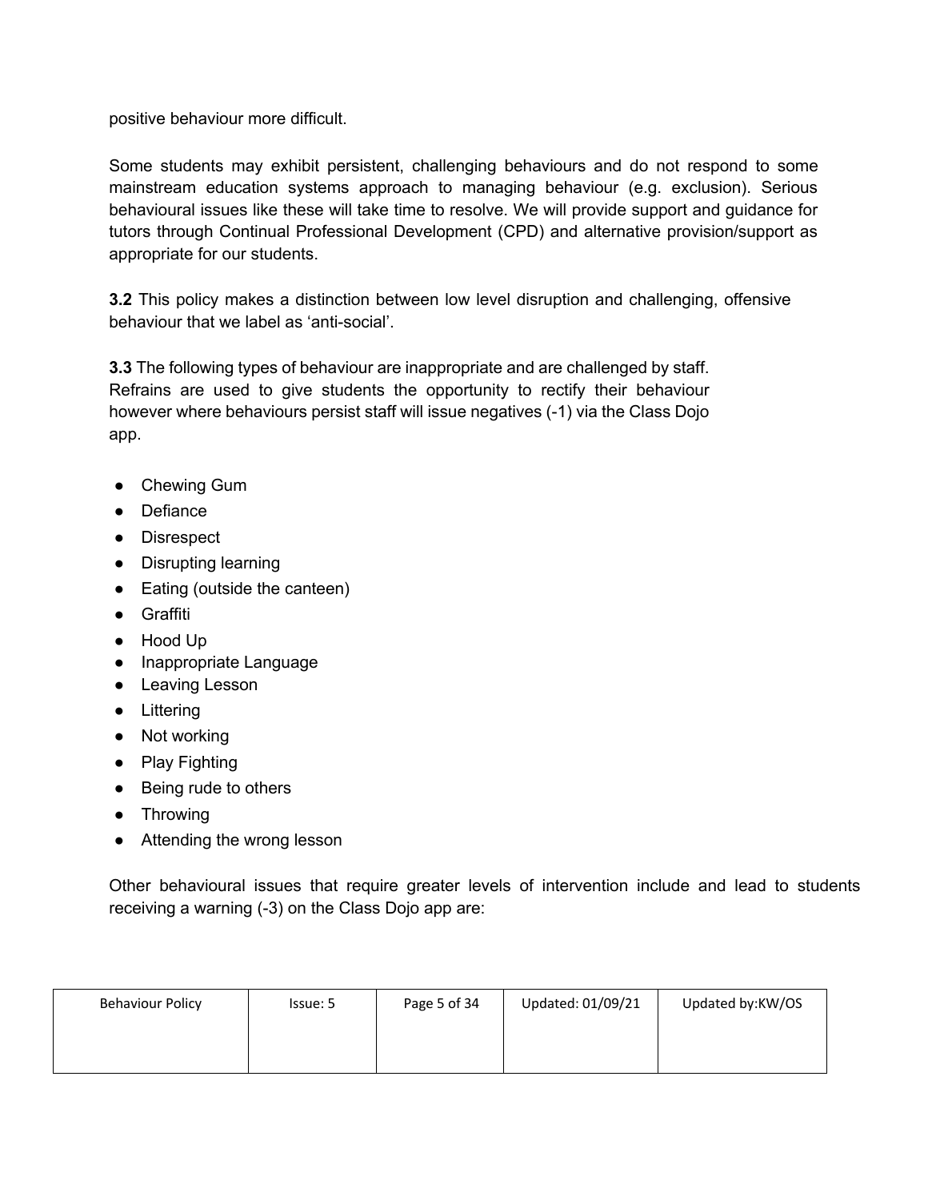positive behaviour more difficult.

Some students may exhibit persistent, challenging behaviours and do not respond to some mainstream education systems approach to managing behaviour (e.g. exclusion). Serious behavioural issues like these will take time to resolve. We will provide support and guidance for tutors through Continual Professional Development (CPD) and alternative provision/support as appropriate for our students.

**3.2** This policy makes a distinction between low level disruption and challenging, offensive behaviour that we label as 'anti-social'.

**3.3** The following types of behaviour are inappropriate and are challenged by staff. Refrains are used to give students the opportunity to rectify their behaviour however where behaviours persist staff will issue negatives (-1) via the Class Dojo app.

- Chewing Gum
- Defiance
- Disrespect
- Disrupting learning
- Eating (outside the canteen)
- Graffiti
- Hood Up
- Inappropriate Language
- Leaving Lesson
- Littering
- Not working
- Play Fighting
- Being rude to others
- Throwing
- Attending the wrong lesson

Other behavioural issues that require greater levels of intervention include and lead to students receiving a warning (-3) on the Class Dojo app are: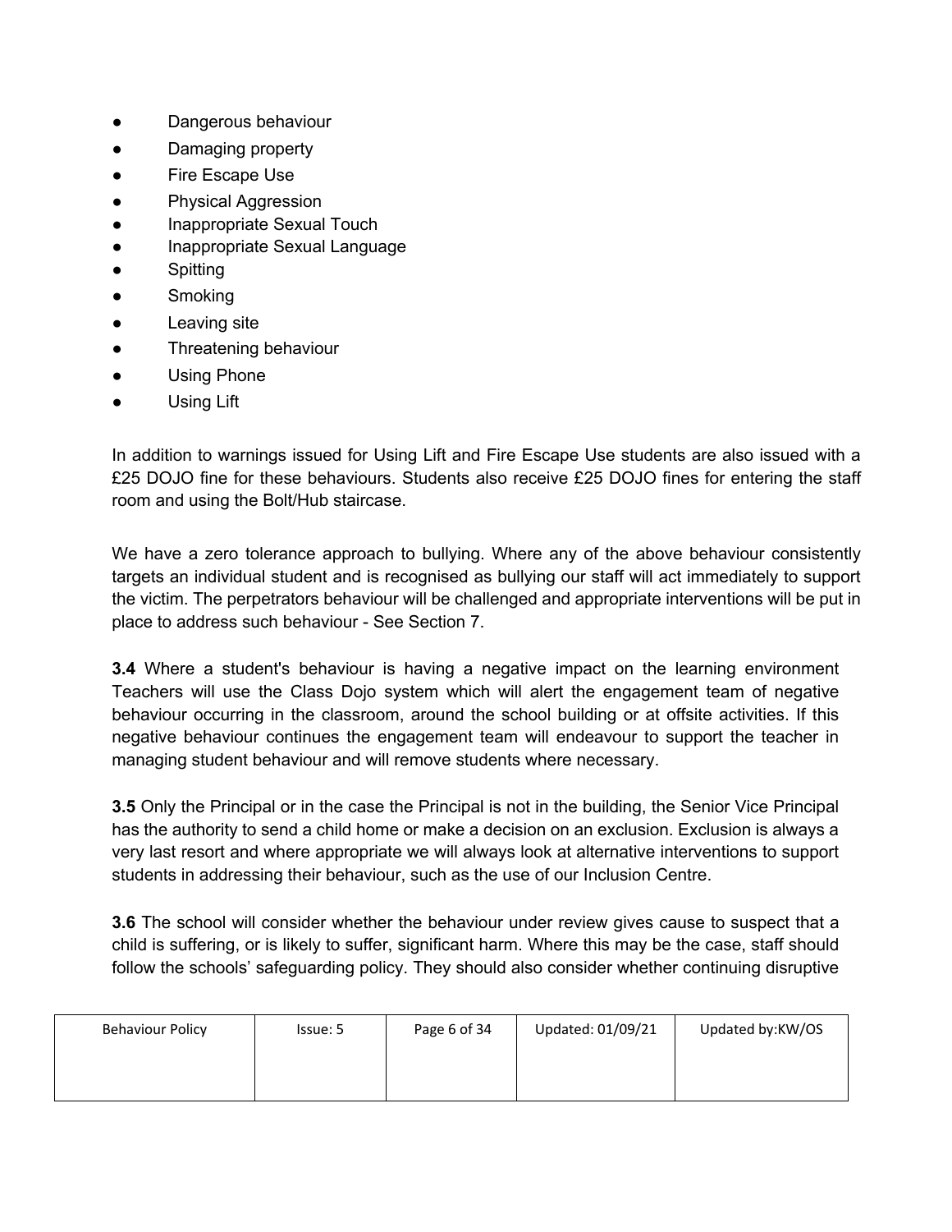- Dangerous behaviour
- Damaging property
- Fire Escape Use
- Physical Aggression
- Inappropriate Sexual Touch
- Inappropriate Sexual Language
- Spitting
- Smoking
- Leaving site
- Threatening behaviour
- Using Phone
- Using Lift

In addition to warnings issued for Using Lift and Fire Escape Use students are also issued with a £25 DOJO fine for these behaviours. Students also receive £25 DOJO fines for entering the staff room and using the Bolt/Hub staircase.

We have a zero tolerance approach to bullying. Where any of the above behaviour consistently targets an individual student and is recognised as bullying our staff will act immediately to support the victim. The perpetrators behaviour will be challenged and appropriate interventions will be put in place to address such behaviour - See Section 7.

**3.4** Where a student's behaviour is having a negative impact on the learning environment Teachers will use the Class Dojo system which will alert the engagement team of negative behaviour occurring in the classroom, around the school building or at offsite activities. If this negative behaviour continues the engagement team will endeavour to support the teacher in managing student behaviour and will remove students where necessary.

**3.5** Only the Principal or in the case the Principal is not in the building, the Senior Vice Principal has the authority to send a child home or make a decision on an exclusion. Exclusion is always a very last resort and where appropriate we will always look at alternative interventions to support students in addressing their behaviour, such as the use of our Inclusion Centre.

**3.6** The school will consider whether the behaviour under review gives cause to suspect that a child is suffering, or is likely to suffer, significant harm. Where this may be the case, staff should follow the schools' safeguarding policy. They should also consider whether continuing disruptive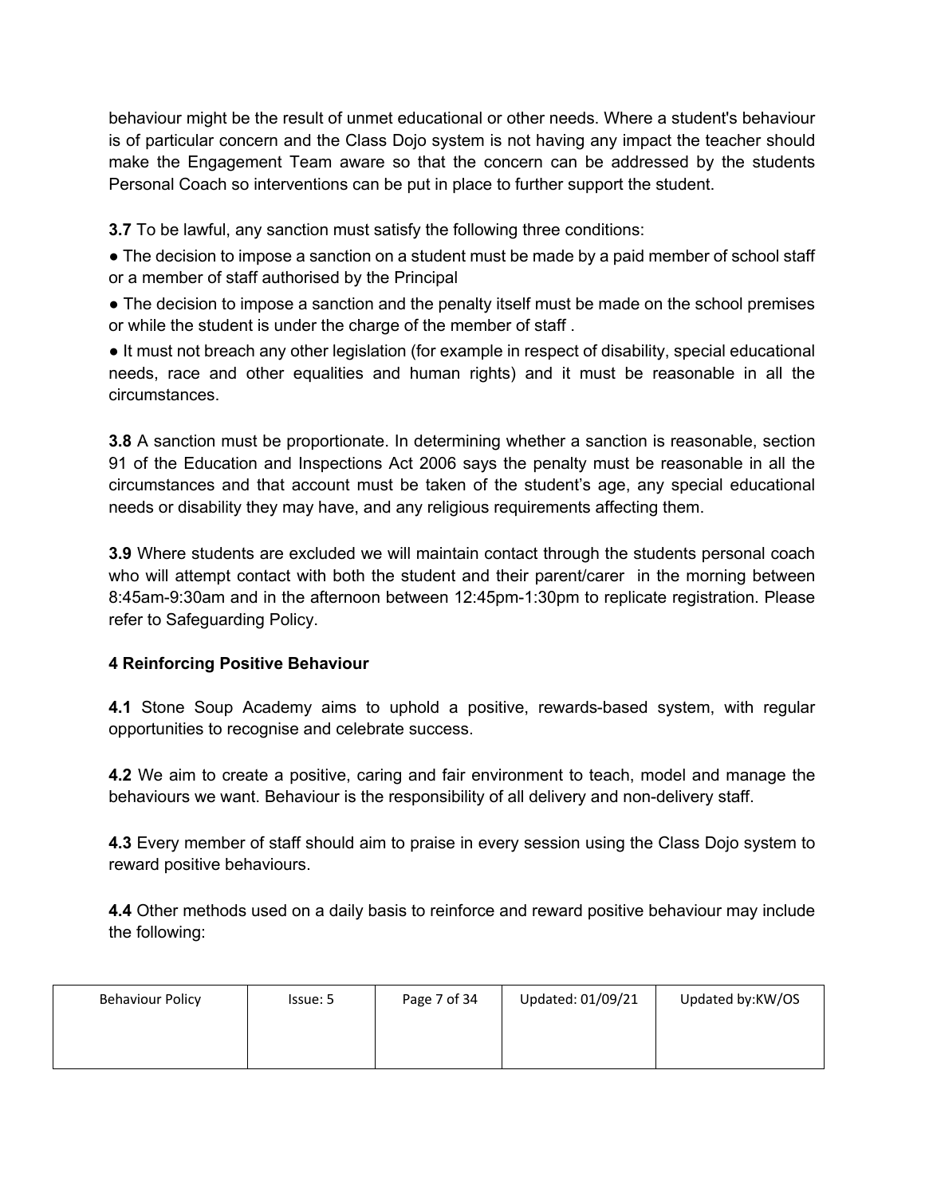behaviour might be the result of unmet educational or other needs. Where a student's behaviour is of particular concern and the Class Dojo system is not having any impact the teacher should make the Engagement Team aware so that the concern can be addressed by the students Personal Coach so interventions can be put in place to further support the student.

**3.7** To be lawful, any sanction must satisfy the following three conditions:

- The decision to impose a sanction on a student must be made by a paid member of school staff or a member of staff authorised by the Principal
- The decision to impose a sanction and the penalty itself must be made on the school premises or while the student is under the charge of the member of staff .
- It must not breach any other legislation (for example in respect of disability, special educational needs, race and other equalities and human rights) and it must be reasonable in all the circumstances.

**3.8** A sanction must be proportionate. In determining whether a sanction is reasonable, section 91 of the Education and Inspections Act 2006 says the penalty must be reasonable in all the circumstances and that account must be taken of the student's age, any special educational needs or disability they may have, and any religious requirements affecting them.

**3.9** Where students are excluded we will maintain contact through the students personal coach who will attempt contact with both the student and their parent/carer in the morning between 8:45am-9:30am and in the afternoon between 12:45pm-1:30pm to replicate registration. Please refer to Safeguarding Policy.

## 4 Reinforcing Positive Behaviour

**4.1** Stone Soup Academy aims to uphold a positive, rewards-based system, with regular opportunities to recognise and celebrate success.

**4.2** We aim to create a positive, caring and fair environment to teach, model and manage the behaviours we want. Behaviour is the responsibility of all delivery and non-delivery staff.

**4.3** Every member of staff should aim to praise in every session using the Class Dojo system to reward positive behaviours.

**4.4** Other methods used on a daily basis to reinforce and reward positive behaviour may include the following: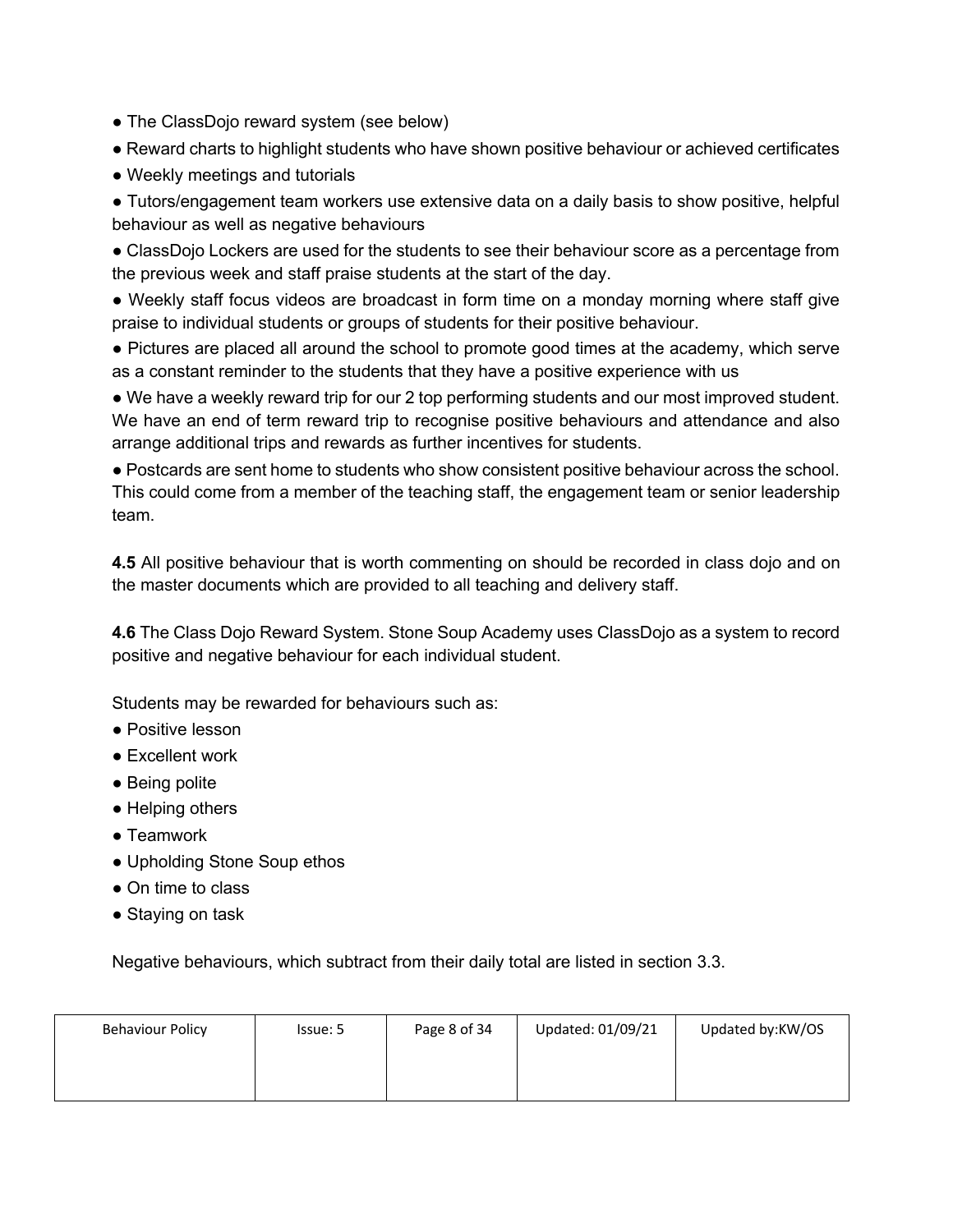- The ClassDojo reward system (see below)
- Reward charts to highlight students who have shown positive behaviour or achieved certificates
- Weekly meetings and tutorials
- Tutors/engagement team workers use extensive data on a daily basis to show positive, helpful behaviour as well as negative behaviours
- ClassDojo Lockers are used for the students to see their behaviour score as a percentage from the previous week and staff praise students at the start of the day.
- Weekly staff focus videos are broadcast in form time on a monday morning where staff give praise to individual students or groups of students for their positive behaviour.
- Pictures are placed all around the school to promote good times at the academy, which serve as a constant reminder to the students that they have a positive experience with us
- We have a weekly reward trip for our 2 top performing students and our most improved student. We have an end of term reward trip to recognise positive behaviours and attendance and also arrange additional trips and rewards as further incentives for students.
- Postcards are sent home to students who show consistent positive behaviour across the school. This could come from a member of the teaching staff, the engagement team or senior leadership team.

**4.5** All positive behaviour that is worth commenting on should be recorded in class dojo and on the master documents which are provided to all teaching and delivery staff.

**4.6** The Class Dojo Reward System. Stone Soup Academy uses ClassDojo as a system to record positive and negative behaviour for each individual student.

Students may be rewarded for behaviours such as:

- Positive lesson
- Excellent work
- Being polite
- Helping others
- Teamwork
- Upholding Stone Soup ethos
- On time to class
- Staying on task

Negative behaviours, which subtract from their daily total are listed in section 3.3.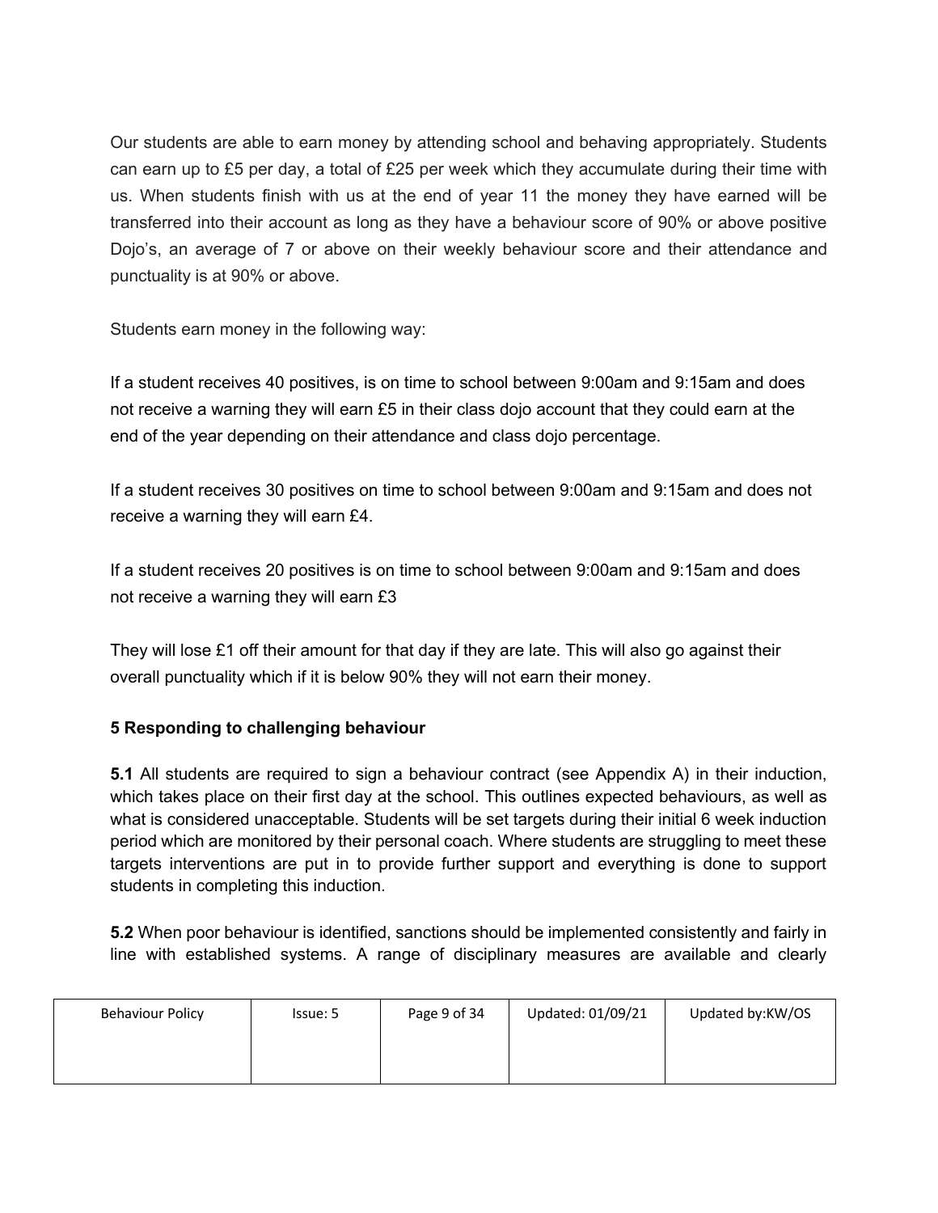Our students are able to earn money by attending school and behaving appropriately. Students can earn up to £5 per day, a total of £25 per week which they accumulate during their time with us. When students finish with us at the end of year 11 the money they have earned will be transferred into their account as long as they have a behaviour score of 90% or above positive Dojo's, an average of 7 or above on their weekly behaviour score and their attendance and punctuality is at 90% or above.

Students earn money in the following way:

If a student receives 40 positives, is on time to school between 9:00am and 9:15am and does not receive a warning they will earn £5 in their class dojo account that they could earn at the end of the year depending on their attendance and class dojo percentage.

If a student receives 30 positives on time to school between 9:00am and 9:15am and does not receive a warning they will earn £4.

If a student receives 20 positives is on time to school between 9:00am and 9:15am and does not receive a warning they will earn £3

They will lose £1 off their amount for that day if they are late. This will also go against their overall punctuality which if it is below 90% they will not earn their money.

## 5 Responding to challenging behaviour

**5.1** All students are required to sign a behaviour contract (see Appendix A) in their induction, which takes place on their first day at the school. This outlines expected behaviours, as well as what is considered unacceptable. Students will be set targets during their initial 6 week induction period which are monitored by their personal coach. Where students are struggling to meet these targets interventions are put in to provide further support and everything is done to support students in completing this induction.

**5.2** When poor behaviour is identified, sanctions should be implemented consistently and fairly in line with established systems. A range of disciplinary measures are available and clearly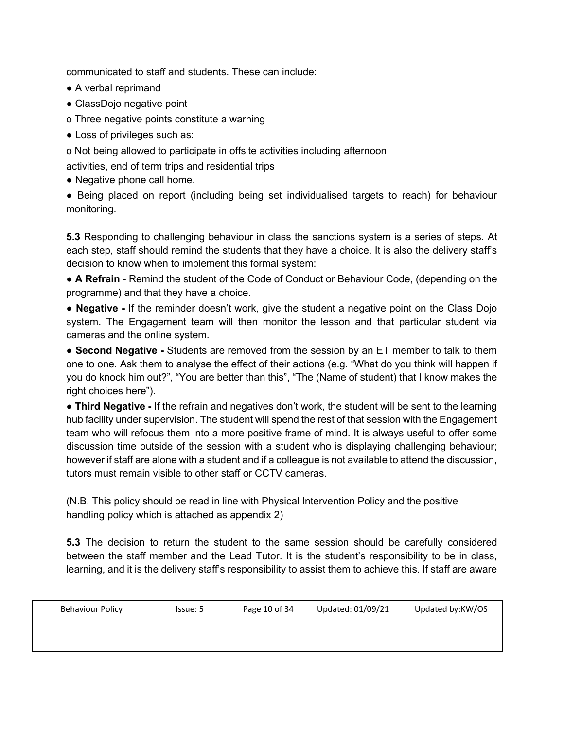communicated to staff and students. These can include:

- A verbal reprimand
- ClassDojo negative point
  - Three negative points constitute a warning
- Loss of privileges such as:
  - Not being allowed to participate in offsite activities including afternoon activities, end of term trips and residential trips
- Negative phone call home.
- Being placed on report (including being set individualised targets to reach) for behaviour monitoring.

**5.3** Responding to challenging behaviour in class the sanctions system is a series of steps. At each step, staff should remind the students that they have a choice. It is also the delivery staff's decision to know when to implement this formal system:

- **A Refrain** - Remind the student of the Code of Conduct or Behaviour Code, (depending on the programme) and that they have a choice.
- **Negative -** If the reminder doesn't work, give the student a negative point on the Class Dojo system. The Engagement team will then monitor the lesson and that particular student via cameras and the online system.
- **Second Negative -** Students are removed from the session by an ET member to talk to them one to one. Ask them to analyse the effect of their actions (e.g. "What do you think will happen if you do knock him out?", "You are better than this", "The (Name of student) that I know makes the right choices here").
- **Third Negative -** If the refrain and negatives don't work, the student will be sent to the learning hub facility under supervision. The student will spend the rest of that session with the Engagement team who will refocus them into a more positive frame of mind. It is always useful to offer some discussion time outside of the session with a student who is displaying challenging behaviour; however if staff are alone with a student and if a colleague is not available to attend the discussion, tutors must remain visible to other staff or CCTV cameras.

(N.B. This policy should be read in line with Physical Intervention Policy and the positive handling policy which is attached as appendix 2)

**5.3** The decision to return the student to the same session should be carefully considered between the staff member and the Lead Tutor. It is the student's responsibility to be in class, learning, and it is the delivery staff's responsibility to assist them to achieve this. If staff are aware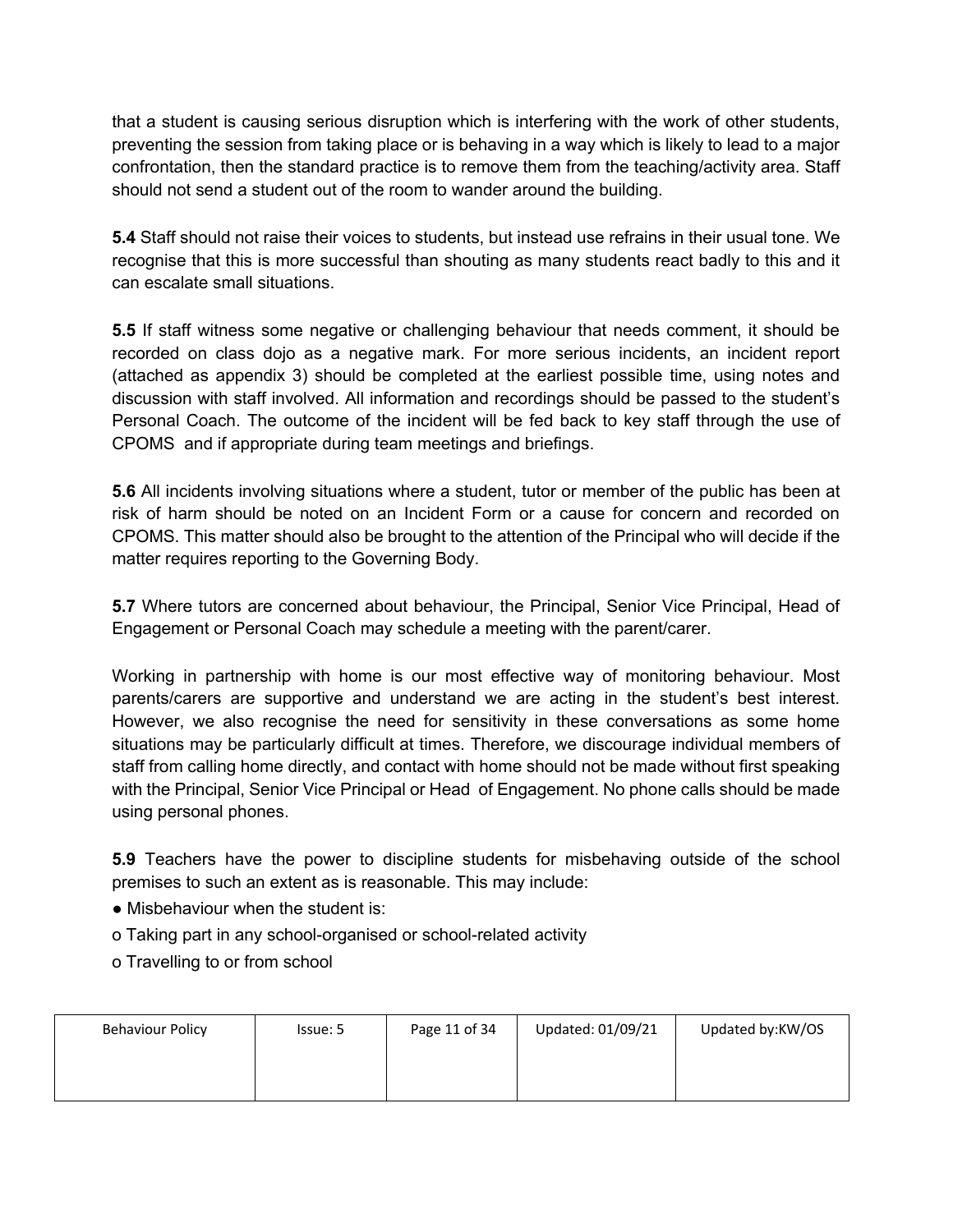that a student is causing serious disruption which is interfering with the work of other students, preventing the session from taking place or is behaving in a way which is likely to lead to a major confrontation, then the standard practice is to remove them from the teaching/activity area. Staff should not send a student out of the room to wander around the building.

**5.4** Staff should not raise their voices to students, but instead use refrains in their usual tone. We recognise that this is more successful than shouting as many students react badly to this and it can escalate small situations.

**5.5** If staff witness some negative or challenging behaviour that needs comment, it should be recorded on class dojo as a negative mark. For more serious incidents, an incident report (attached as appendix 3) should be completed at the earliest possible time, using notes and discussion with staff involved. All information and recordings should be passed to the student's Personal Coach. The outcome of the incident will be fed back to key staff through the use of CPOMS and if appropriate during team meetings and briefings.

**5.6** All incidents involving situations where a student, tutor or member of the public has been at risk of harm should be noted on an Incident Form or a cause for concern and recorded on CPOMS. This matter should also be brought to the attention of the Principal who will decide if the matter requires reporting to the Governing Body.

**5.7** Where tutors are concerned about behaviour, the Principal, Senior Vice Principal, Head of Engagement or Personal Coach may schedule a meeting with the parent/carer.

Working in partnership with home is our most effective way of monitoring behaviour. Most parents/carers are supportive and understand we are acting in the student's best interest. However, we also recognise the need for sensitivity in these conversations as some home situations may be particularly difficult at times. Therefore, we discourage individual members of staff from calling home directly, and contact with home should not be made without first speaking with the Principal, Senior Vice Principal or Head of Engagement. No phone calls should be made using personal phones.

**5.9** Teachers have the power to discipline students for misbehaving outside of the school premises to such an extent as is reasonable. This may include:

- Misbehaviour when the student is:
  - Taking part in any school-organised or school-related activity
  - Travelling to or from school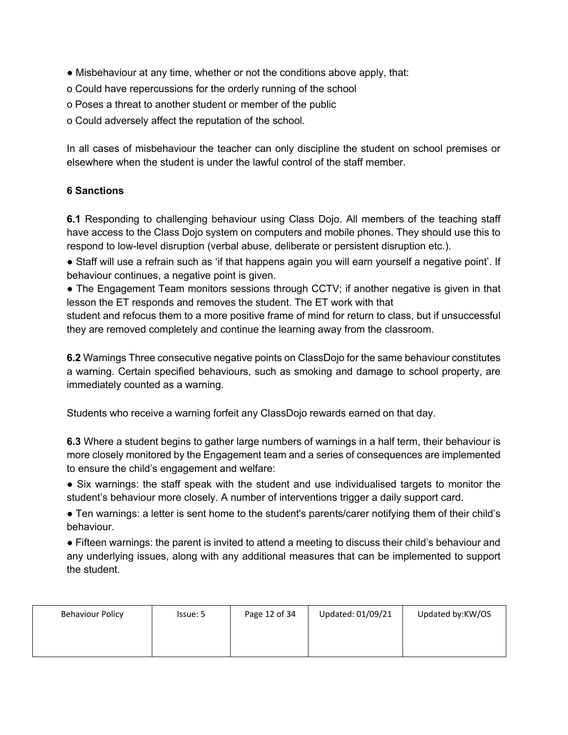- Misbehaviour at any time, whether or not the conditions above apply, that:
  - Could have repercussions for the orderly running of the school
  - Poses a threat to another student or member of the public
  - Could adversely affect the reputation of the school.

In all cases of misbehaviour the teacher can only discipline the student on school premises or elsewhere when the student is under the lawful control of the staff member.

## 6 Sanctions

**6.1** Responding to challenging behaviour using Class Dojo. All members of the teaching staff have access to the Class Dojo system on computers and mobile phones. They should use this to respond to low-level disruption (verbal abuse, deliberate or persistent disruption etc.).

- Staff will use a refrain such as 'if that happens again you will earn yourself a negative point'. If behaviour continues, a negative point is given.
- The Engagement Team monitors sessions through CCTV; if another negative is given in that lesson the ET responds and removes the student. The ET work with that student and refocus them to a more positive frame of mind for return to class, but if unsuccessful they are removed completely and continue the learning away from the classroom.

**6.2** Warnings Three consecutive negative points on ClassDojo for the same behaviour constitutes a warning. Certain specified behaviours, such as smoking and damage to school property, are immediately counted as a warning.

Students who receive a warning forfeit any ClassDojo rewards earned on that day.

**6.3** Where a student begins to gather large numbers of warnings in a half term, their behaviour is more closely monitored by the Engagement team and a series of consequences are implemented to ensure the child's engagement and welfare:

- Six warnings: the staff speak with the student and use individualised targets to monitor the student's behaviour more closely. A number of interventions trigger a daily support card.
- Ten warnings: a letter is sent home to the student's parents/carer notifying them of their child's behaviour.
- Fifteen warnings: the parent is invited to attend a meeting to discuss their child's behaviour and any underlying issues, along with any additional measures that can be implemented to support the student.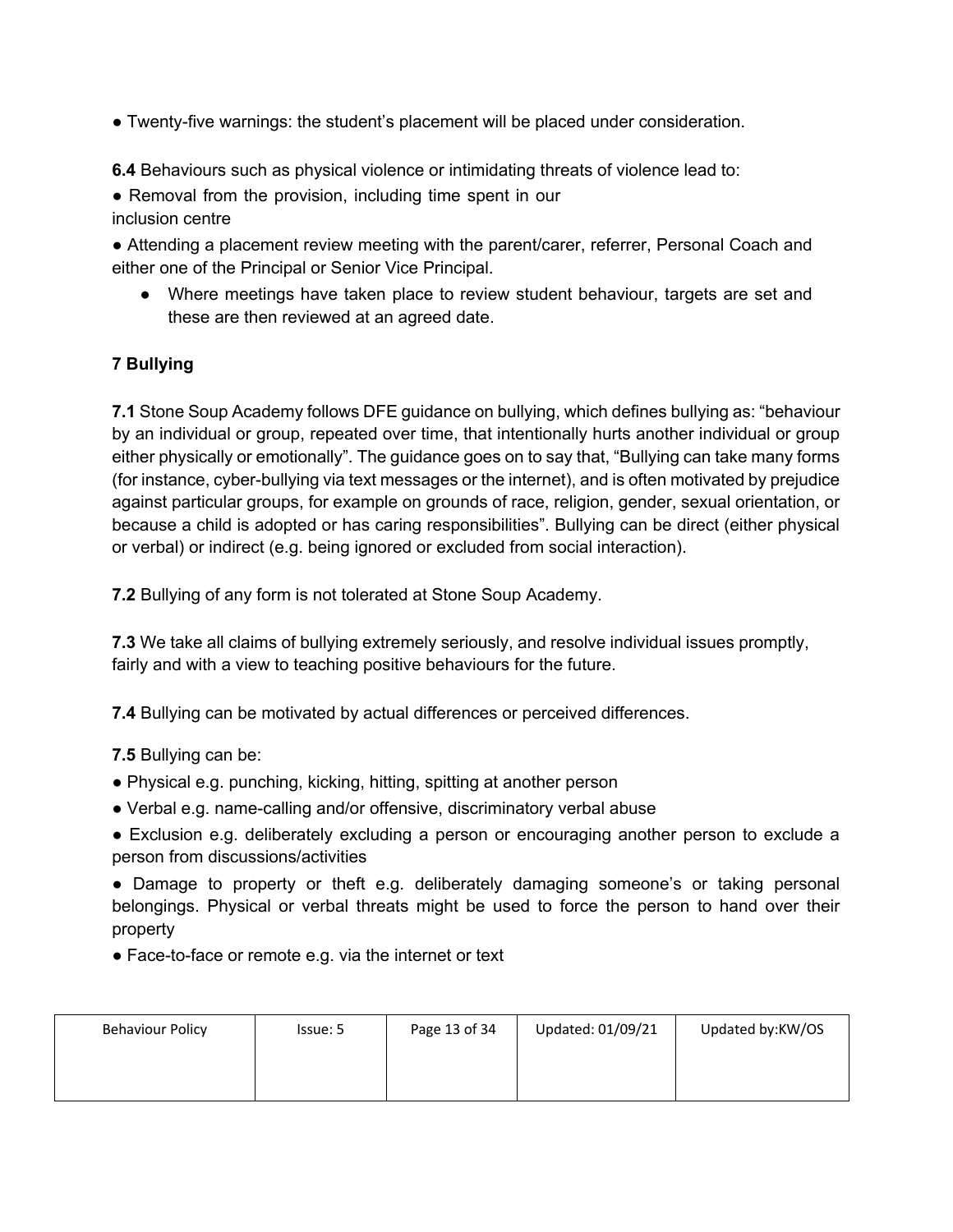- Twenty-five warnings: the student's placement will be placed under consideration.

**6.4** Behaviours such as physical violence or intimidating threats of violence lead to:

- Removal from the provision, including time spent in our inclusion centre
- Attending a placement review meeting with the parent/carer, referrer, Personal Coach and either one of the Principal or Senior Vice Principal.
    - Where meetings have taken place to review student behaviour, targets are set and these are then reviewed at an agreed date.

## 7 Bullying

**7.1** Stone Soup Academy follows DFE guidance on bullying, which defines bullying as: "behaviour by an individual or group, repeated over time, that intentionally hurts another individual or group either physically or emotionally". The guidance goes on to say that, "Bullying can take many forms (for instance, cyber-bullying via text messages or the internet), and is often motivated by prejudice against particular groups, for example on grounds of race, religion, gender, sexual orientation, or because a child is adopted or has caring responsibilities". Bullying can be direct (either physical or verbal) or indirect (e.g. being ignored or excluded from social interaction).

**7.2** Bullying of any form is not tolerated at Stone Soup Academy.

**7.3** We take all claims of bullying extremely seriously, and resolve individual issues promptly, fairly and with a view to teaching positive behaviours for the future.

**7.4** Bullying can be motivated by actual differences or perceived differences.

**7.5** Bullying can be:

- Physical e.g. punching, kicking, hitting, spitting at another person
- Verbal e.g. name-calling and/or offensive, discriminatory verbal abuse
- Exclusion e.g. deliberately excluding a person or encouraging another person to exclude a person from discussions/activities
- Damage to property or theft e.g. deliberately damaging someone's or taking personal belongings. Physical or verbal threats might be used to force the person to hand over their property
- Face-to-face or remote e.g. via the internet or text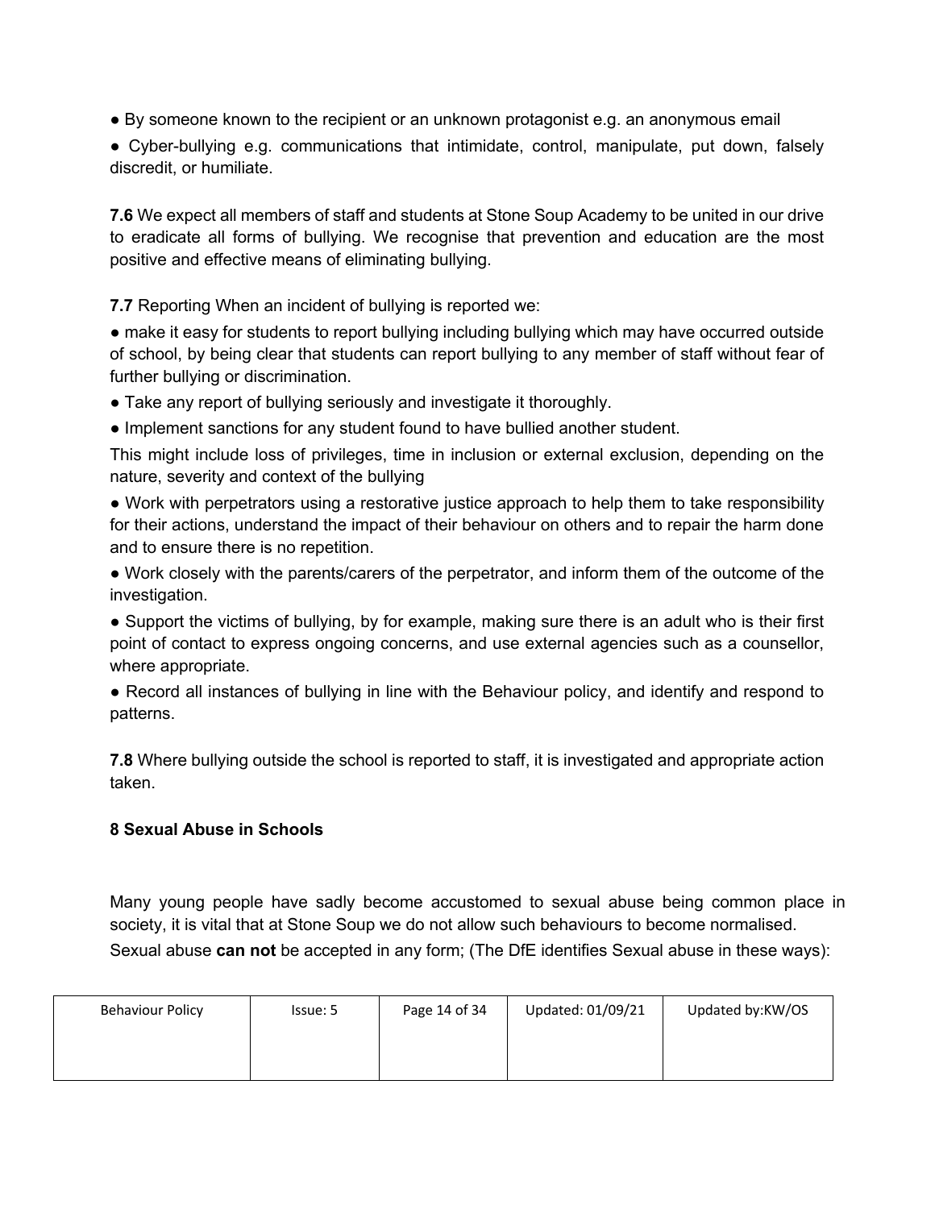- By someone known to the recipient or an unknown protagonist e.g. an anonymous email
- Cyber-bullying e.g. communications that intimidate, control, manipulate, put down, falsely discredit, or humiliate.

**7.6** We expect all members of staff and students at Stone Soup Academy to be united in our drive to eradicate all forms of bullying. We recognise that prevention and education are the most positive and effective means of eliminating bullying.

**7.7** Reporting When an incident of bullying is reported we:

- make it easy for students to report bullying including bullying which may have occurred outside of school, by being clear that students can report bullying to any member of staff without fear of further bullying or discrimination.
- Take any report of bullying seriously and investigate it thoroughly.
- Implement sanctions for any student found to have bullied another student.

This might include loss of privileges, time in inclusion or external exclusion, depending on the nature, severity and context of the bullying

- Work with perpetrators using a restorative justice approach to help them to take responsibility for their actions, understand the impact of their behaviour on others and to repair the harm done and to ensure there is no repetition.
- Work closely with the parents/carers of the perpetrator, and inform them of the outcome of the investigation.
- Support the victims of bullying, by for example, making sure there is an adult who is their first point of contact to express ongoing concerns, and use external agencies such as a counsellor, where appropriate.
- Record all instances of bullying in line with the Behaviour policy, and identify and respond to patterns.

**7.8** Where bullying outside the school is reported to staff, it is investigated and appropriate action taken.

## 8 Sexual Abuse in Schools

Many young people have sadly become accustomed to sexual abuse being common place in society, it is vital that at Stone Soup we do not allow such behaviours to become normalised.

Sexual abuse **can not** be accepted in any form; (The DfE identifies Sexual abuse in these ways):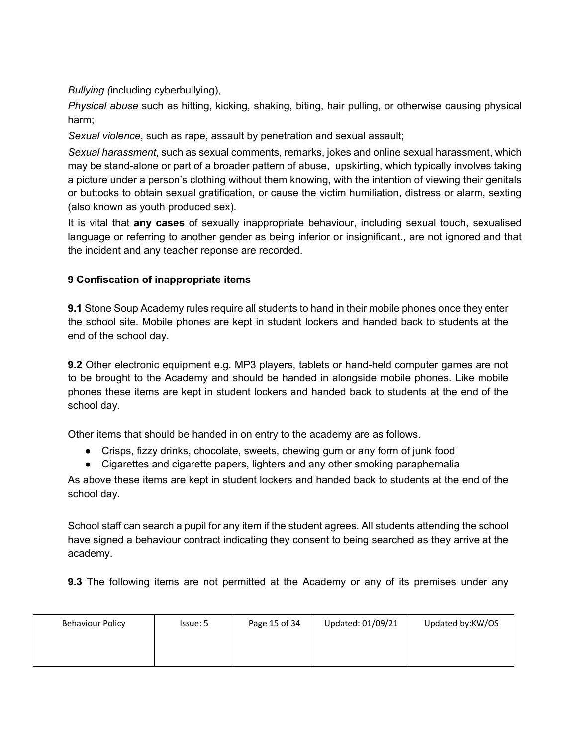*Bullying (*including cyberbullying),

*Physical abuse* such as hitting, kicking, shaking, biting, hair pulling, or otherwise causing physical harm;

*Sexual violence*, such as rape, assault by penetration and sexual assault;

*Sexual harassment*, such as sexual comments, remarks, jokes and online sexual harassment, which may be stand-alone or part of a broader pattern of abuse, upskirting, which typically involves taking a picture under a person's clothing without them knowing, with the intention of viewing their genitals or buttocks to obtain sexual gratification, or cause the victim humiliation, distress or alarm, sexting (also known as youth produced sex).

It is vital that **any cases** of sexually inappropriate behaviour, including sexual touch, sexualised language or referring to another gender as being inferior or insignificant., are not ignored and that the incident and any teacher reponse are recorded.

## 9 Confiscation of inappropriate items

**9.1** Stone Soup Academy rules require all students to hand in their mobile phones once they enter the school site. Mobile phones are kept in student lockers and handed back to students at the end of the school day.

**9.2** Other electronic equipment e.g. MP3 players, tablets or hand-held computer games are not to be brought to the Academy and should be handed in alongside mobile phones. Like mobile phones these items are kept in student lockers and handed back to students at the end of the school day.

Other items that should be handed in on entry to the academy are as follows.

- Crisps, fizzy drinks, chocolate, sweets, chewing gum or any form of junk food
- Cigarettes and cigarette papers, lighters and any other smoking paraphernalia

As above these items are kept in student lockers and handed back to students at the end of the school day.

School staff can search a pupil for any item if the student agrees. All students attending the school have signed a behaviour contract indicating they consent to being searched as they arrive at the academy.

**9.3** The following items are not permitted at the Academy or any of its premises under any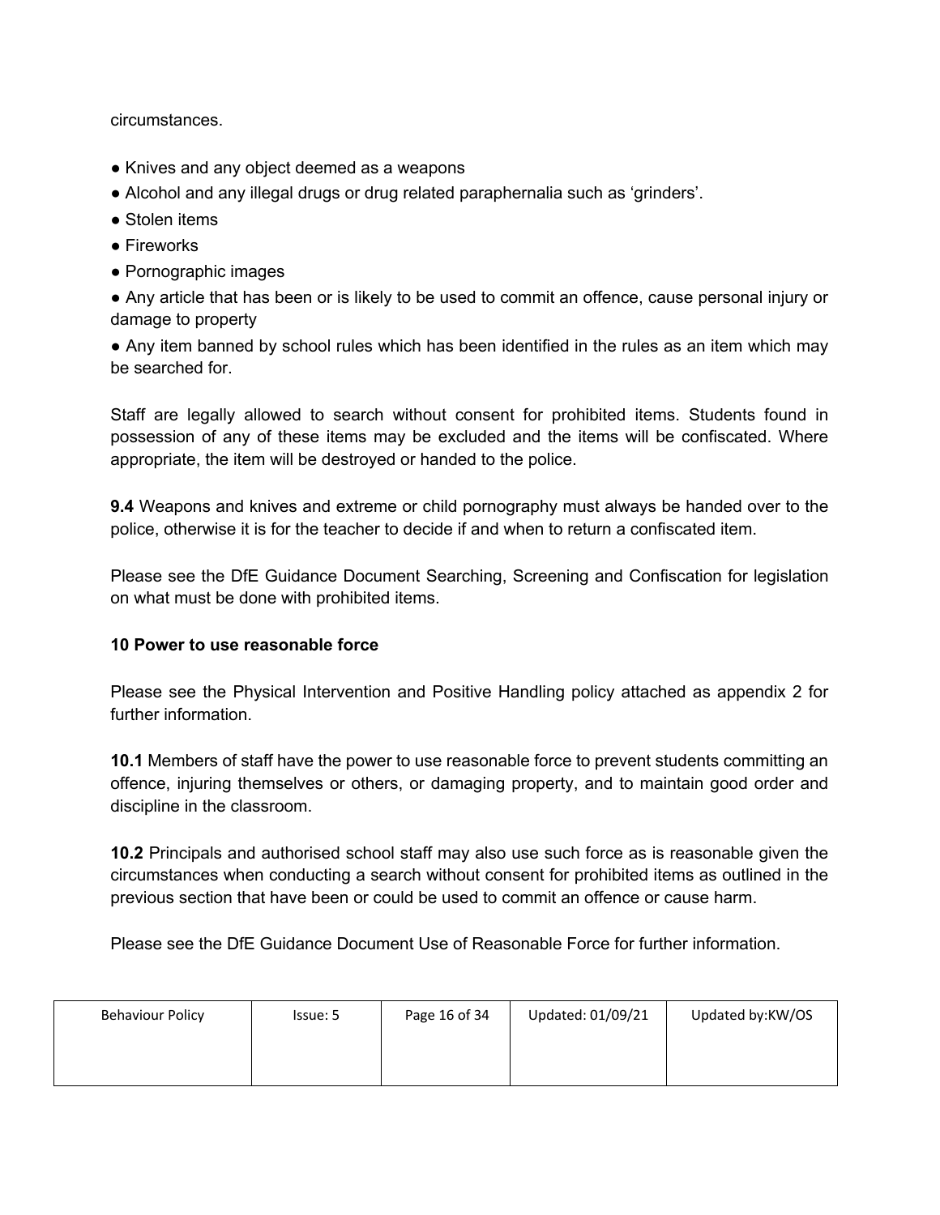circumstances.

- Knives and any object deemed as a weapons
- Alcohol and any illegal drugs or drug related paraphernalia such as 'grinders'.
- Stolen items
- Fireworks
- Pornographic images
- Any article that has been or is likely to be used to commit an offence, cause personal injury or damage to property
- Any item banned by school rules which has been identified in the rules as an item which may be searched for.

Staff are legally allowed to search without consent for prohibited items. Students found in possession of any of these items may be excluded and the items will be confiscated. Where appropriate, the item will be destroyed or handed to the police.

**9.4** Weapons and knives and extreme or child pornography must always be handed over to the police, otherwise it is for the teacher to decide if and when to return a confiscated item.

Please see the DfE Guidance Document Searching, Screening and Confiscation for legislation on what must be done with prohibited items.

## 10 Power to use reasonable force

Please see the Physical Intervention and Positive Handling policy attached as appendix 2 for further information.

**10.1** Members of staff have the power to use reasonable force to prevent students committing an offence, injuring themselves or others, or damaging property, and to maintain good order and discipline in the classroom.

**10.2** Principals and authorised school staff may also use such force as is reasonable given the circumstances when conducting a search without consent for prohibited items as outlined in the previous section that have been or could be used to commit an offence or cause harm.

Please see the DfE Guidance Document Use of Reasonable Force for further information.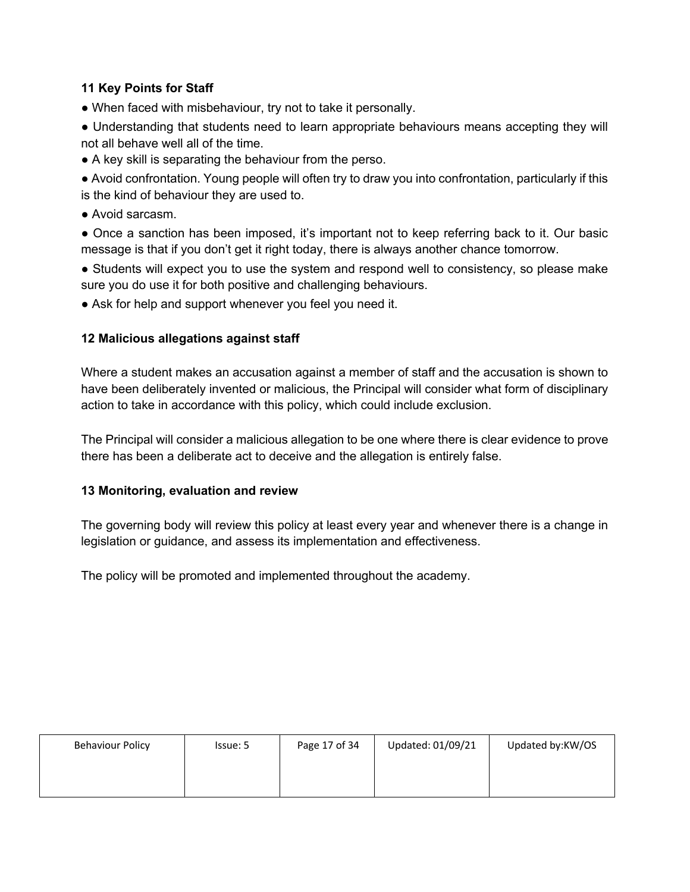**11 Key Points for Staff**

- When faced with misbehaviour, try not to take it personally.
- Understanding that students need to learn appropriate behaviours means accepting they will not all behave well all of the time.
- A key skill is separating the behaviour from the perso.
- Avoid confrontation. Young people will often try to draw you into confrontation, particularly if this is the kind of behaviour they are used to.
- Avoid sarcasm.
- Once a sanction has been imposed, it's important not to keep referring back to it. Our basic message is that if you don't get it right today, there is always another chance tomorrow.
- Students will expect you to use the system and respond well to consistency, so please make sure you do use it for both positive and challenging behaviours.
- Ask for help and support whenever you feel you need it.

**12 Malicious allegations against staff**

Where a student makes an accusation against a member of staff and the accusation is shown to have been deliberately invented or malicious, the Principal will consider what form of disciplinary action to take in accordance with this policy, which could include exclusion.

The Principal will consider a malicious allegation to be one where there is clear evidence to prove there has been a deliberate act to deceive and the allegation is entirely false.

**13 Monitoring, evaluation and review**

The governing body will review this policy at least every year and whenever there is a change in legislation or guidance, and assess its implementation and effectiveness.

The policy will be promoted and implemented throughout the academy.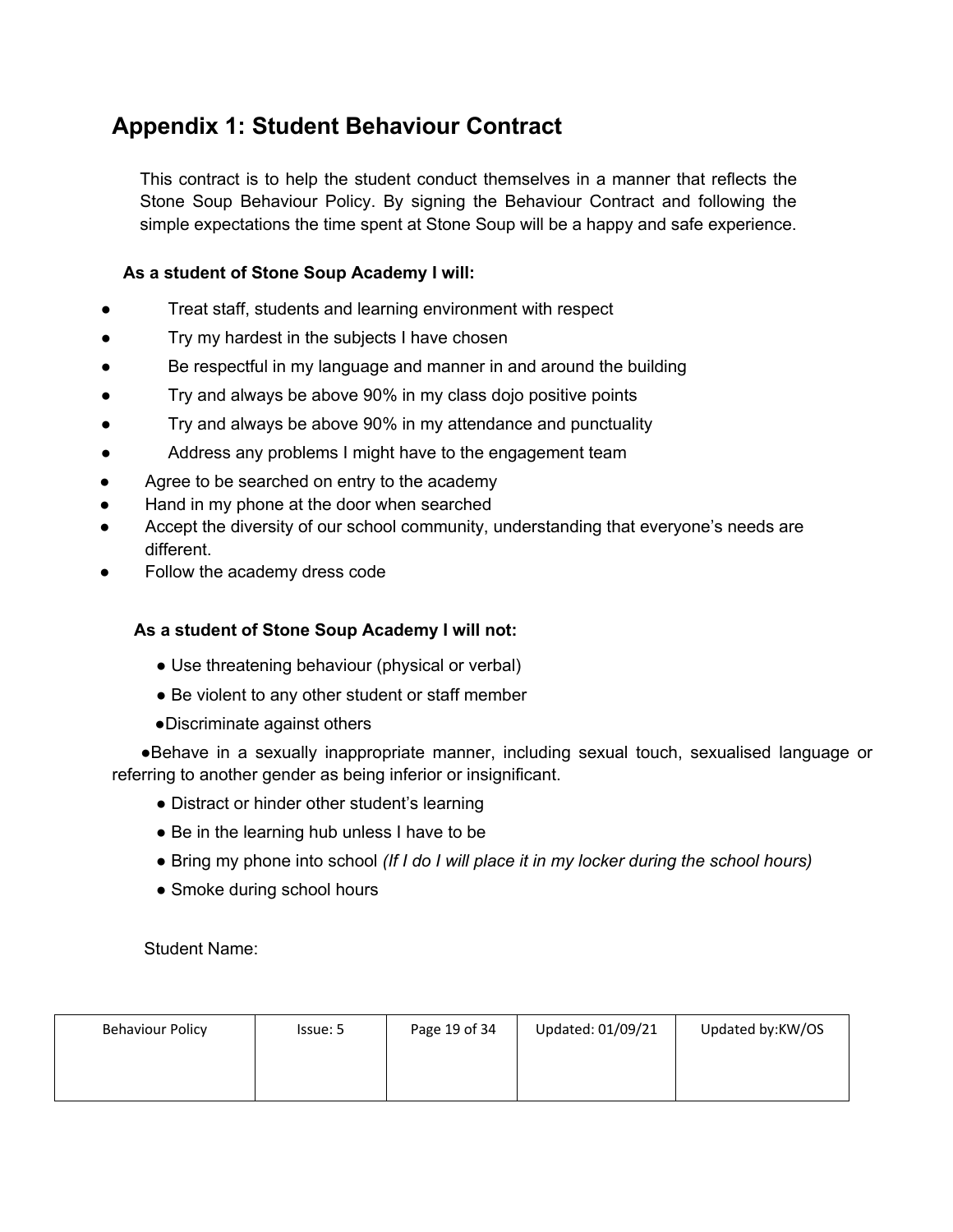## Appendix 1: Student Behaviour Contract

This contract is to help the student conduct themselves in a manner that reflects the Stone Soup Behaviour Policy. By signing the Behaviour Contract and following the simple expectations the time spent at Stone Soup will be a happy and safe experience.

**As a student of Stone Soup Academy I will:**

- Treat staff, students and learning environment with respect
- Try my hardest in the subjects I have chosen
- Be respectful in my language and manner in and around the building
- Try and always be above 90% in my class dojo positive points
- Try and always be above 90% in my attendance and punctuality
- Address any problems I might have to the engagement team
- Agree to be searched on entry to the academy
- Hand in my phone at the door when searched
- Accept the diversity of our school community, understanding that everyone's needs are different.
- Follow the academy dress code

**As a student of Stone Soup Academy I will not:**

- Use threatening behaviour (physical or verbal)
- Be violent to any other student or staff member
- Discriminate against others
- Behave in a sexually inappropriate manner, including sexual touch, sexualised language or referring to another gender as being inferior or insignificant.
- Distract or hinder other student's learning
- Be in the learning hub unless I have to be
- Bring my phone into school *(If I do I will place it in my locker during the school hours)*
- Smoke during school hours

Student Name: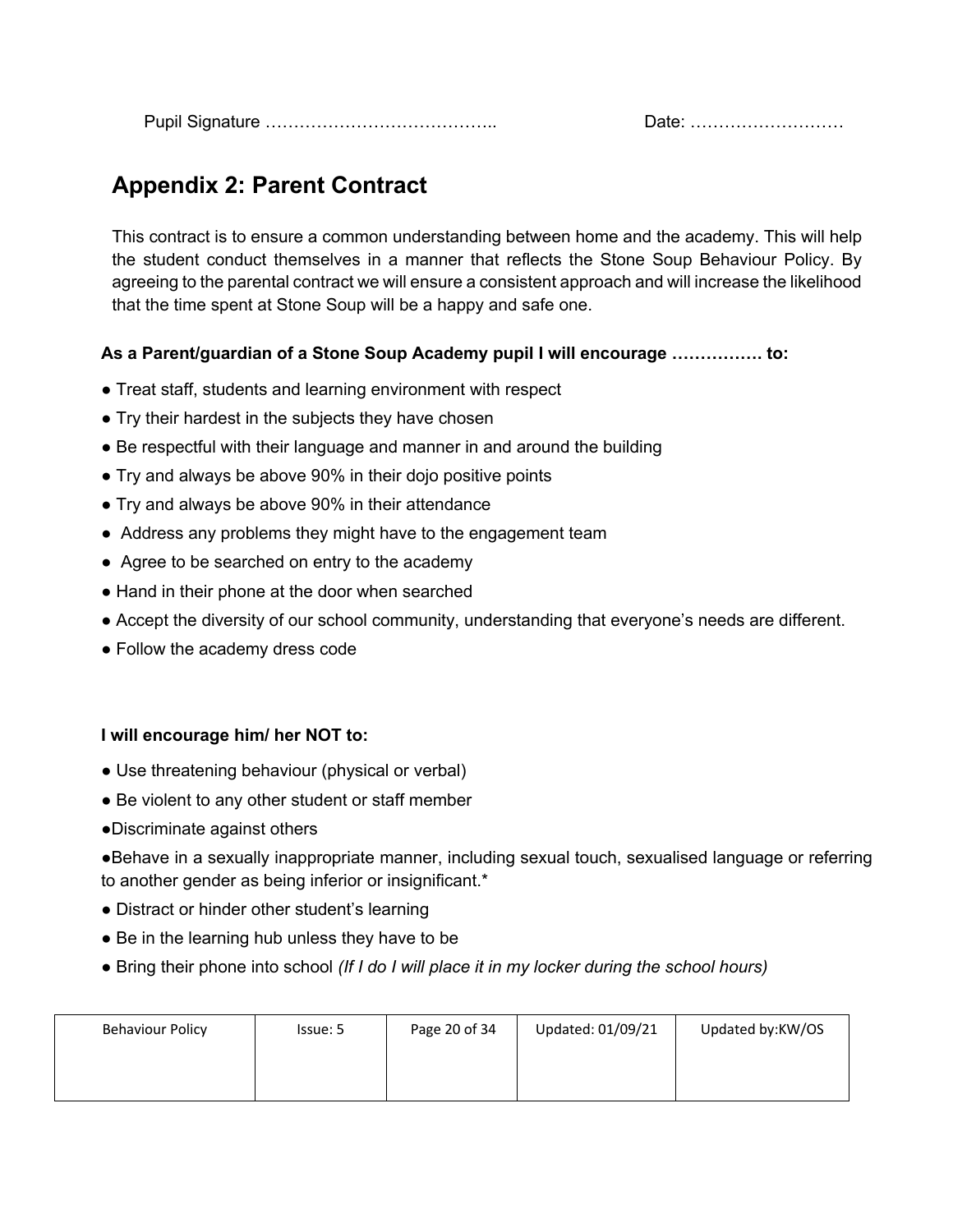Pupil Signature ………………………………….. Date: ………………………

## Appendix 2: Parent Contract

This contract is to ensure a common understanding between home and the academy. This will help the student conduct themselves in a manner that reflects the Stone Soup Behaviour Policy. By agreeing to the parental contract we will ensure a consistent approach and will increase the likelihood that the time spent at Stone Soup will be a happy and safe one.

**As a Parent/guardian of a Stone Soup Academy pupil I will encourage ……………. to:**

- Treat staff, students and learning environment with respect
- Try their hardest in the subjects they have chosen
- Be respectful with their language and manner in and around the building
- Try and always be above 90% in their dojo positive points
- Try and always be above 90% in their attendance
- Address any problems they might have to the engagement team
- Agree to be searched on entry to the academy
- Hand in their phone at the door when searched
- Accept the diversity of our school community, understanding that everyone's needs are different.
- Follow the academy dress code

**I will encourage him/ her NOT to:**

- Use threatening behaviour (physical or verbal)
- Be violent to any other student or staff member
- Discriminate against others
- Behave in a sexually inappropriate manner, including sexual touch, sexualised language or referring to another gender as being inferior or insignificant.*
- Distract or hinder other student's learning
- Be in the learning hub unless they have to be
- Bring their phone into school *(If I do I will place it in my locker during the school hours)*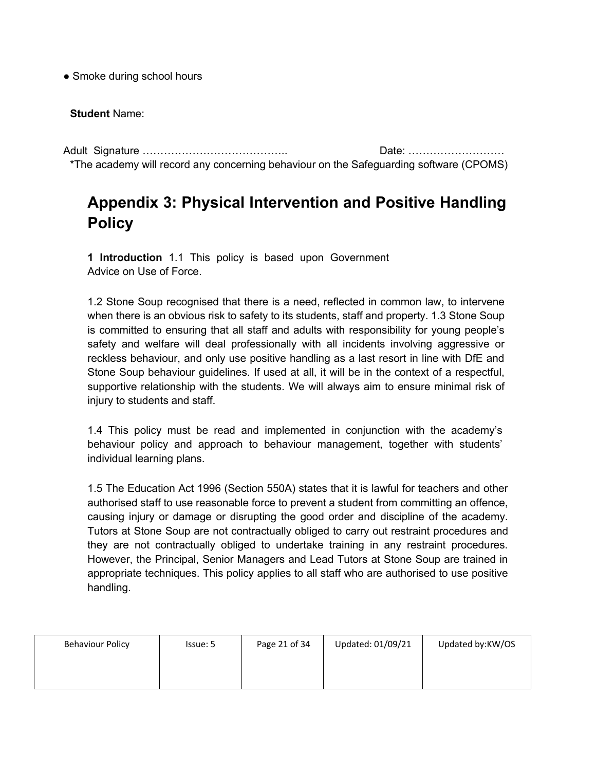● Smoke during school hours

**Student** Name:

Adult Signature ………………………………….. Date: ………………………
*The academy will record any concerning behaviour on the Safeguarding software (CPOMS)

# Appendix 3: Physical Intervention and Positive Handling Policy

**1 Introduction** 1.1 This policy is based upon Government Advice on Use of Force.

1.2 Stone Soup recognised that there is a need, reflected in common law, to intervene when there is an obvious risk to safety to its students, staff and property. 1.3 Stone Soup is committed to ensuring that all staff and adults with responsibility for young people's safety and welfare will deal professionally with all incidents involving aggressive or reckless behaviour, and only use positive handling as a last resort in line with DfE and Stone Soup behaviour guidelines. If used at all, it will be in the context of a respectful, supportive relationship with the students. We will always aim to ensure minimal risk of injury to students and staff.

1.4 This policy must be read and implemented in conjunction with the academy's behaviour policy and approach to behaviour management, together with students' individual learning plans.

1.5 The Education Act 1996 (Section 550A) states that it is lawful for teachers and other authorised staff to use reasonable force to prevent a student from committing an offence, causing injury or damage or disrupting the good order and discipline of the academy. Tutors at Stone Soup are not contractually obliged to carry out restraint procedures and they are not contractually obliged to undertake training in any restraint procedures. However, the Principal, Senior Managers and Lead Tutors at Stone Soup are trained in appropriate techniques. This policy applies to all staff who are authorised to use positive handling.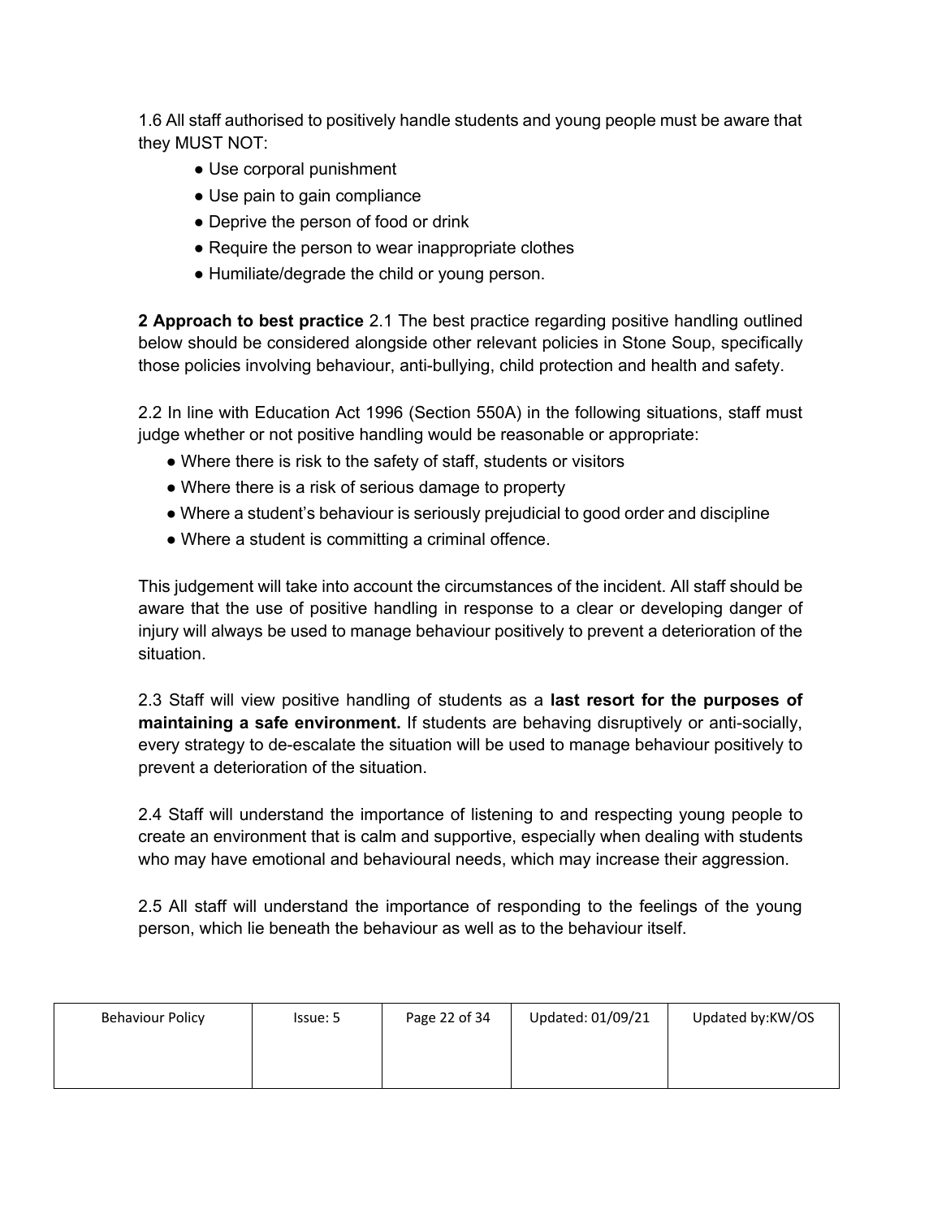1.6 All staff authorised to positively handle students and young people must be aware that they MUST NOT:

- Use corporal punishment
- Use pain to gain compliance
- Deprive the person of food or drink
- Require the person to wear inappropriate clothes
- Humiliate/degrade the child or young person.

**2 Approach to best practice** 2.1 The best practice regarding positive handling outlined below should be considered alongside other relevant policies in Stone Soup, specifically those policies involving behaviour, anti-bullying, child protection and health and safety.

2.2 In line with Education Act 1996 (Section 550A) in the following situations, staff must judge whether or not positive handling would be reasonable or appropriate:

- Where there is risk to the safety of staff, students or visitors
- Where there is a risk of serious damage to property
- Where a student's behaviour is seriously prejudicial to good order and discipline
- Where a student is committing a criminal offence.

This judgement will take into account the circumstances of the incident. All staff should be aware that the use of positive handling in response to a clear or developing danger of injury will always be used to manage behaviour positively to prevent a deterioration of the situation.

2.3 Staff will view positive handling of students as a **last resort for the purposes of maintaining a safe environment.** If students are behaving disruptively or anti-socially, every strategy to de-escalate the situation will be used to manage behaviour positively to prevent a deterioration of the situation.

2.4 Staff will understand the importance of listening to and respecting young people to create an environment that is calm and supportive, especially when dealing with students who may have emotional and behavioural needs, which may increase their aggression.

2.5 All staff will understand the importance of responding to the feelings of the young person, which lie beneath the behaviour as well as to the behaviour itself.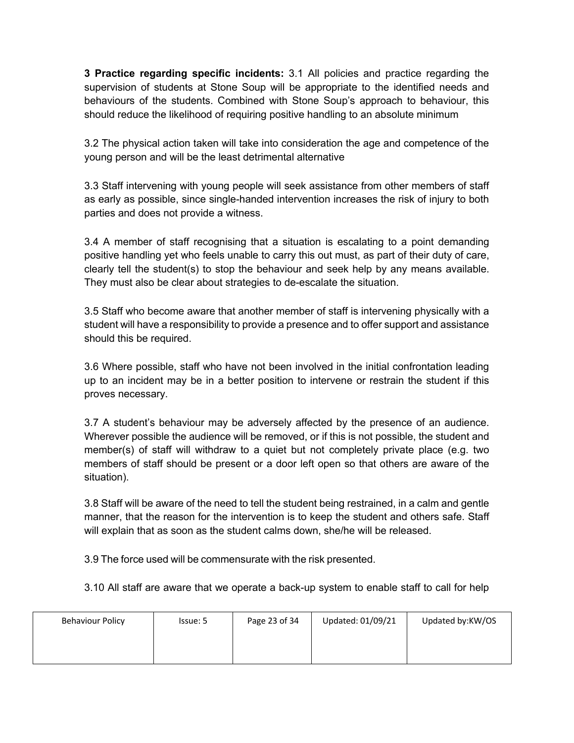**3 Practice regarding specific incidents:** 3.1 All policies and practice regarding the supervision of students at Stone Soup will be appropriate to the identified needs and behaviours of the students. Combined with Stone Soup's approach to behaviour, this should reduce the likelihood of requiring positive handling to an absolute minimum

3.2 The physical action taken will take into consideration the age and competence of the young person and will be the least detrimental alternative

3.3 Staff intervening with young people will seek assistance from other members of staff as early as possible, since single-handed intervention increases the risk of injury to both parties and does not provide a witness.

3.4 A member of staff recognising that a situation is escalating to a point demanding positive handling yet who feels unable to carry this out must, as part of their duty of care, clearly tell the student(s) to stop the behaviour and seek help by any means available. They must also be clear about strategies to de-escalate the situation.

3.5 Staff who become aware that another member of staff is intervening physically with a student will have a responsibility to provide a presence and to offer support and assistance should this be required.

3.6 Where possible, staff who have not been involved in the initial confrontation leading up to an incident may be in a better position to intervene or restrain the student if this proves necessary.

3.7 A student's behaviour may be adversely affected by the presence of an audience. Wherever possible the audience will be removed, or if this is not possible, the student and member(s) of staff will withdraw to a quiet but not completely private place (e.g. two members of staff should be present or a door left open so that others are aware of the situation).

3.8 Staff will be aware of the need to tell the student being restrained, in a calm and gentle manner, that the reason for the intervention is to keep the student and others safe. Staff will explain that as soon as the student calms down, she/he will be released.

3.9 The force used will be commensurate with the risk presented.

3.10 All staff are aware that we operate a back-up system to enable staff to call for help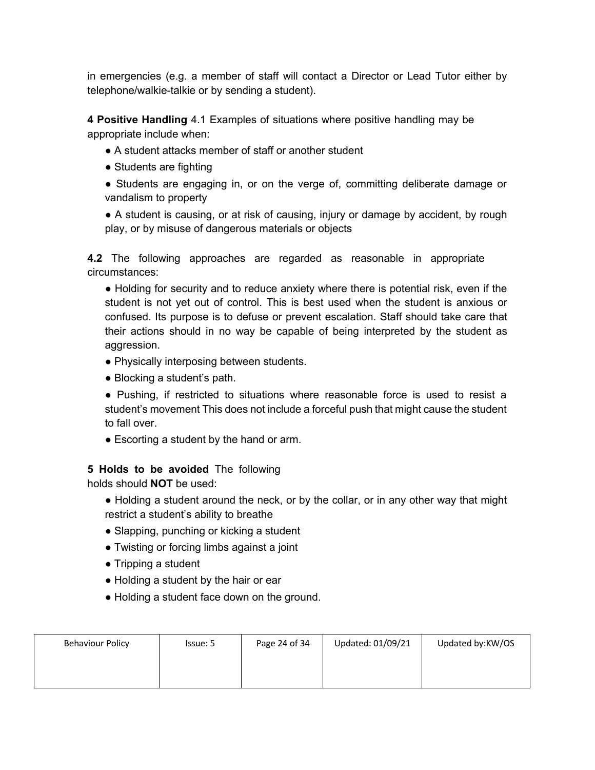in emergencies (e.g. a member of staff will contact a Director or Lead Tutor either by telephone/walkie-talkie or by sending a student).

**4 Positive Handling** 4.1 Examples of situations where positive handling may be appropriate include when:

- A student attacks member of staff or another student
- Students are fighting
- Students are engaging in, or on the verge of, committing deliberate damage or vandalism to property
- A student is causing, or at risk of causing, injury or damage by accident, by rough play, or by misuse of dangerous materials or objects

**4.2** The following approaches are regarded as reasonable in appropriate circumstances:

- Holding for security and to reduce anxiety where there is potential risk, even if the student is not yet out of control. This is best used when the student is anxious or confused. Its purpose is to defuse or prevent escalation. Staff should take care that their actions should in no way be capable of being interpreted by the student as aggression.
- Physically interposing between students.
- Blocking a student's path.
- Pushing, if restricted to situations where reasonable force is used to resist a student's movement This does not include a forceful push that might cause the student to fall over.
- Escorting a student by the hand or arm.

**5 Holds to be avoided** The following holds should **NOT** be used:

- Holding a student around the neck, or by the collar, or in any other way that might restrict a student's ability to breathe
- Slapping, punching or kicking a student
- Twisting or forcing limbs against a joint
- Tripping a student
- Holding a student by the hair or ear
- Holding a student face down on the ground.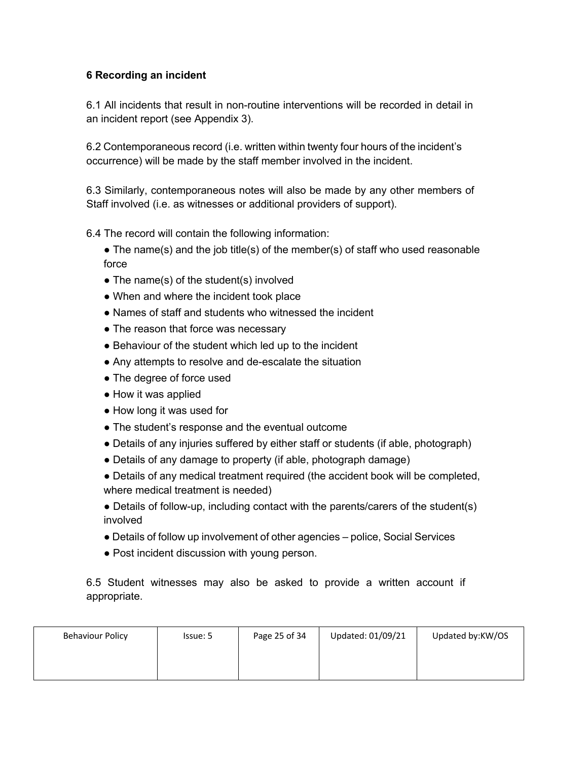### 6 Recording an incident

6.1 All incidents that result in non-routine interventions will be recorded in detail in an incident report (see Appendix 3).

6.2 Contemporaneous record (i.e. written within twenty four hours of the incident's occurrence) will be made by the staff member involved in the incident.

6.3 Similarly, contemporaneous notes will also be made by any other members of Staff involved (i.e. as witnesses or additional providers of support).

6.4 The record will contain the following information:

- The name(s) and the job title(s) of the member(s) of staff who used reasonable force
- The name(s) of the student(s) involved
- When and where the incident took place
- Names of staff and students who witnessed the incident
- The reason that force was necessary
- Behaviour of the student which led up to the incident
- Any attempts to resolve and de-escalate the situation
- The degree of force used
- How it was applied
- How long it was used for
- The student's response and the eventual outcome
- Details of any injuries suffered by either staff or students (if able, photograph)
- Details of any damage to property (if able, photograph damage)
- Details of any medical treatment required (the accident book will be completed, where medical treatment is needed)
- Details of follow-up, including contact with the parents/carers of the student(s) involved
- Details of follow up involvement of other agencies – police, Social Services
- Post incident discussion with young person.

6.5 Student witnesses may also be asked to provide a written account if appropriate.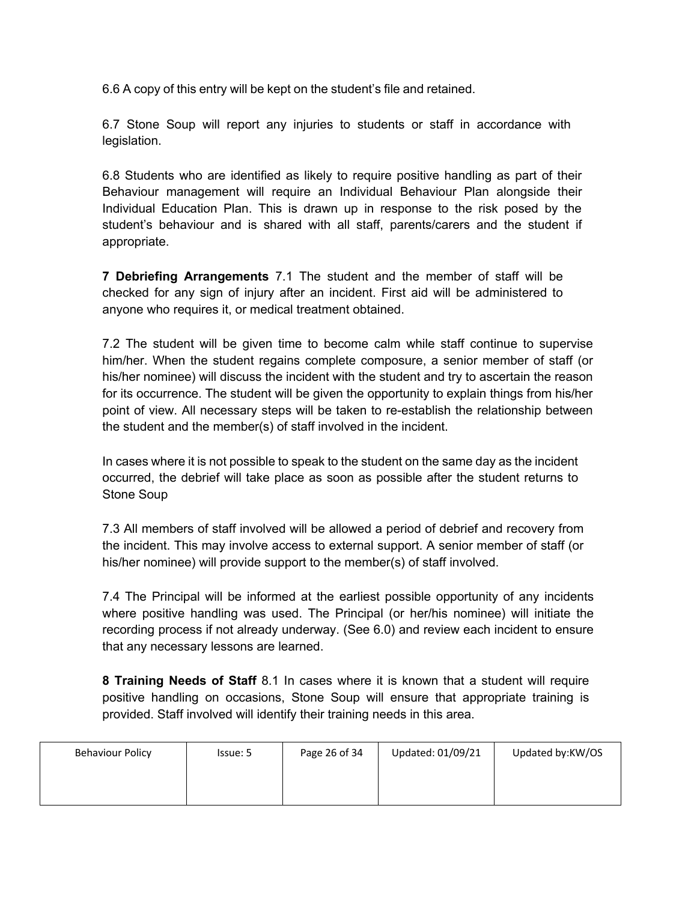6.6 A copy of this entry will be kept on the student's file and retained.

6.7 Stone Soup will report any injuries to students or staff in accordance with legislation.

6.8 Students who are identified as likely to require positive handling as part of their Behaviour management will require an Individual Behaviour Plan alongside their Individual Education Plan. This is drawn up in response to the risk posed by the student's behaviour and is shared with all staff, parents/carers and the student if appropriate.

**7 Debriefing Arrangements** 7.1 The student and the member of staff will be checked for any sign of injury after an incident. First aid will be administered to anyone who requires it, or medical treatment obtained.

7.2 The student will be given time to become calm while staff continue to supervise him/her. When the student regains complete composure, a senior member of staff (or his/her nominee) will discuss the incident with the student and try to ascertain the reason for its occurrence. The student will be given the opportunity to explain things from his/her point of view. All necessary steps will be taken to re-establish the relationship between the student and the member(s) of staff involved in the incident.

In cases where it is not possible to speak to the student on the same day as the incident occurred, the debrief will take place as soon as possible after the student returns to Stone Soup

7.3 All members of staff involved will be allowed a period of debrief and recovery from the incident. This may involve access to external support. A senior member of staff (or his/her nominee) will provide support to the member(s) of staff involved.

7.4 The Principal will be informed at the earliest possible opportunity of any incidents where positive handling was used. The Principal (or her/his nominee) will initiate the recording process if not already underway. (See 6.0) and review each incident to ensure that any necessary lessons are learned.

**8 Training Needs of Staff** 8.1 In cases where it is known that a student will require positive handling on occasions, Stone Soup will ensure that appropriate training is provided. Staff involved will identify their training needs in this area.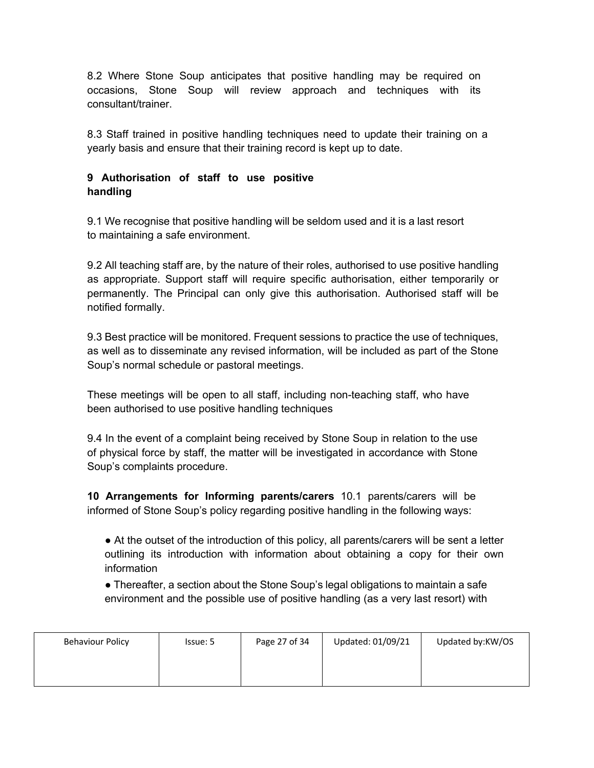8.2 Where Stone Soup anticipates that positive handling may be required on occasions, Stone Soup will review approach and techniques with its consultant/trainer.

8.3 Staff trained in positive handling techniques need to update their training on a yearly basis and ensure that their training record is kept up to date.

## 9 Authorisation of staff to use positive handling

9.1 We recognise that positive handling will be seldom used and it is a last resort to maintaining a safe environment.

9.2 All teaching staff are, by the nature of their roles, authorised to use positive handling as appropriate. Support staff will require specific authorisation, either temporarily or permanently. The Principal can only give this authorisation. Authorised staff will be notified formally.

9.3 Best practice will be monitored. Frequent sessions to practice the use of techniques, as well as to disseminate any revised information, will be included as part of the Stone Soup's normal schedule or pastoral meetings.

These meetings will be open to all staff, including non-teaching staff, who have been authorised to use positive handling techniques

9.4 In the event of a complaint being received by Stone Soup in relation to the use of physical force by staff, the matter will be investigated in accordance with Stone Soup's complaints procedure.

**10 Arrangements for Informing parents/carers** 10.1 parents/carers will be informed of Stone Soup's policy regarding positive handling in the following ways:

- At the outset of the introduction of this policy, all parents/carers will be sent a letter outlining its introduction with information about obtaining a copy for their own information
- Thereafter, a section about the Stone Soup's legal obligations to maintain a safe environment and the possible use of positive handling (as a very last resort) with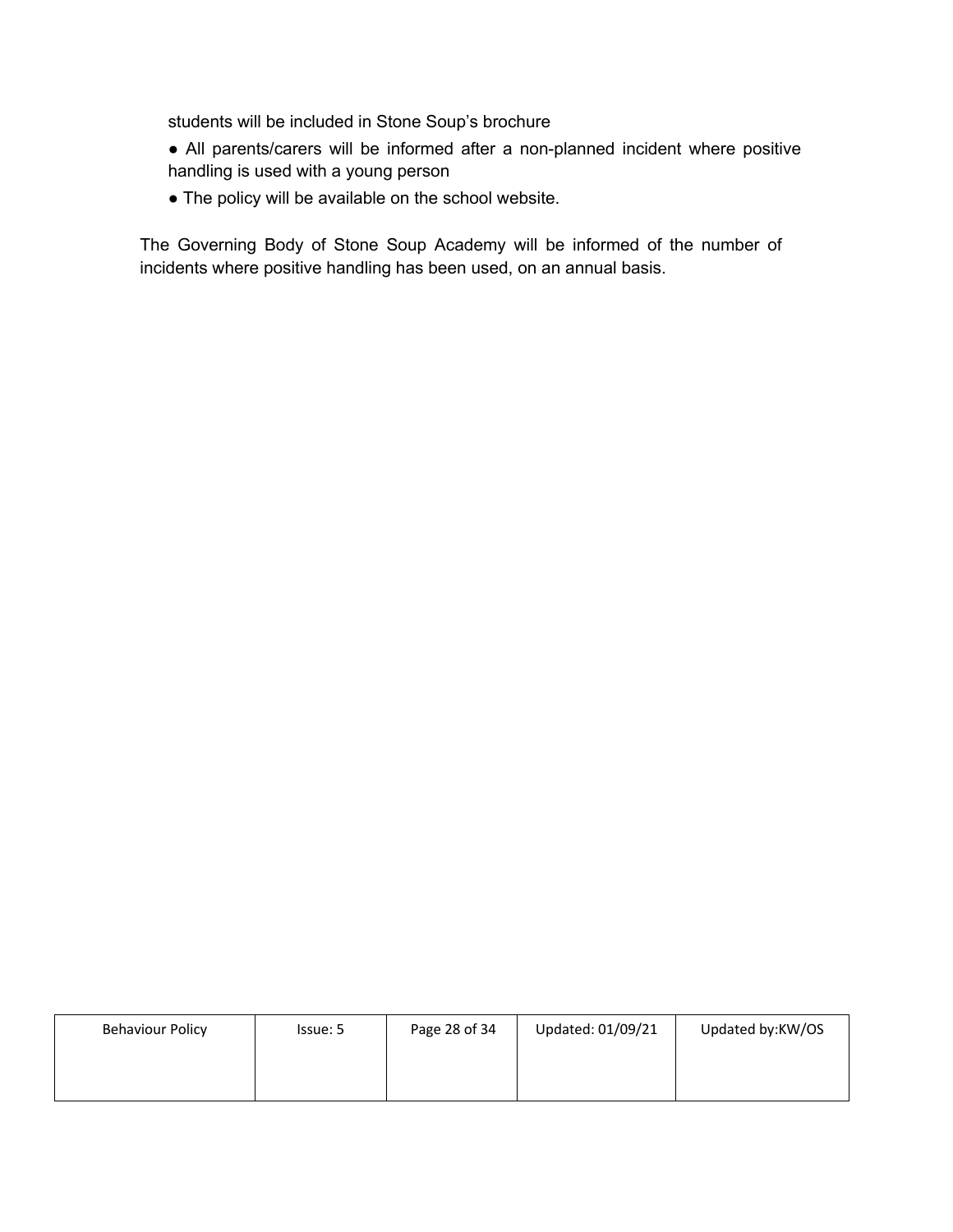students will be included in Stone Soup's brochure

- All parents/carers will be informed after a non-planned incident where positive handling is used with a young person
- The policy will be available on the school website.

The Governing Body of Stone Soup Academy will be informed of the number of incidents where positive handling has been used, on an annual basis.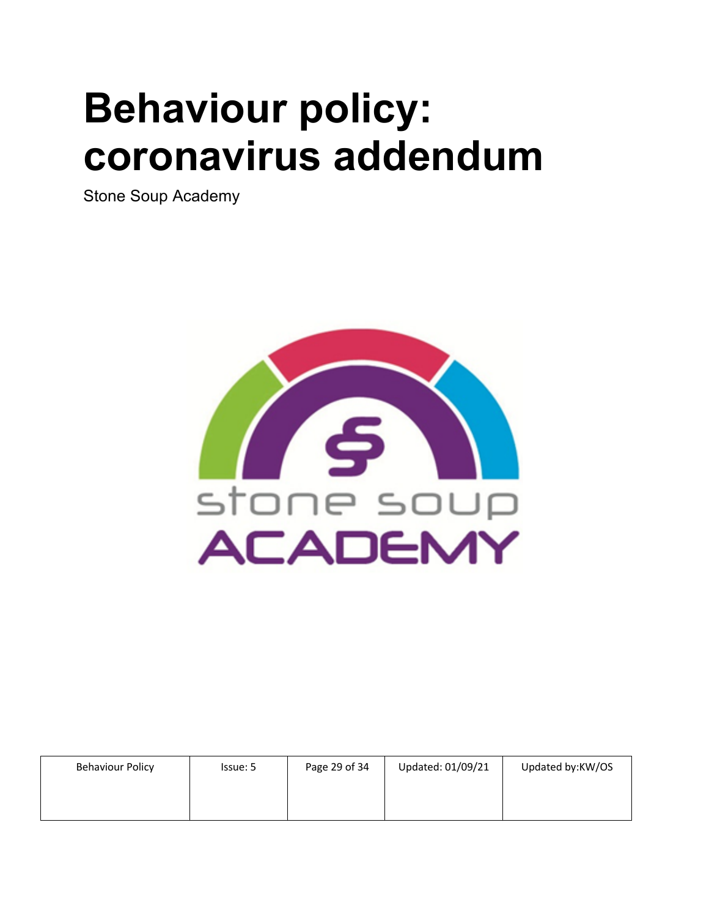# Behaviour policy: coronavirus addendum

Stone Soup Academy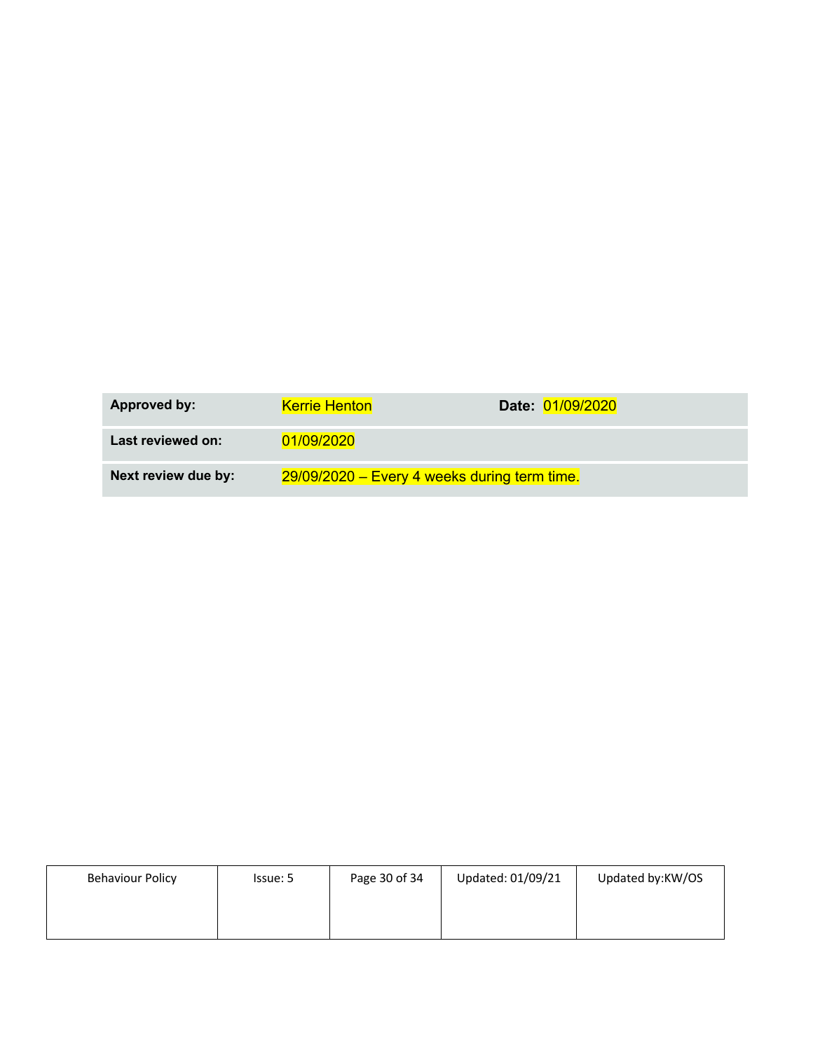| Approved by: | Kerrie Henton | Date: 01/09/2020 |
| --- | --- | --- |
| Last reviewed on: | 01/09/2020 | |
| Next review due by: | 29/09/2020 – Every 4 weeks during term time. | |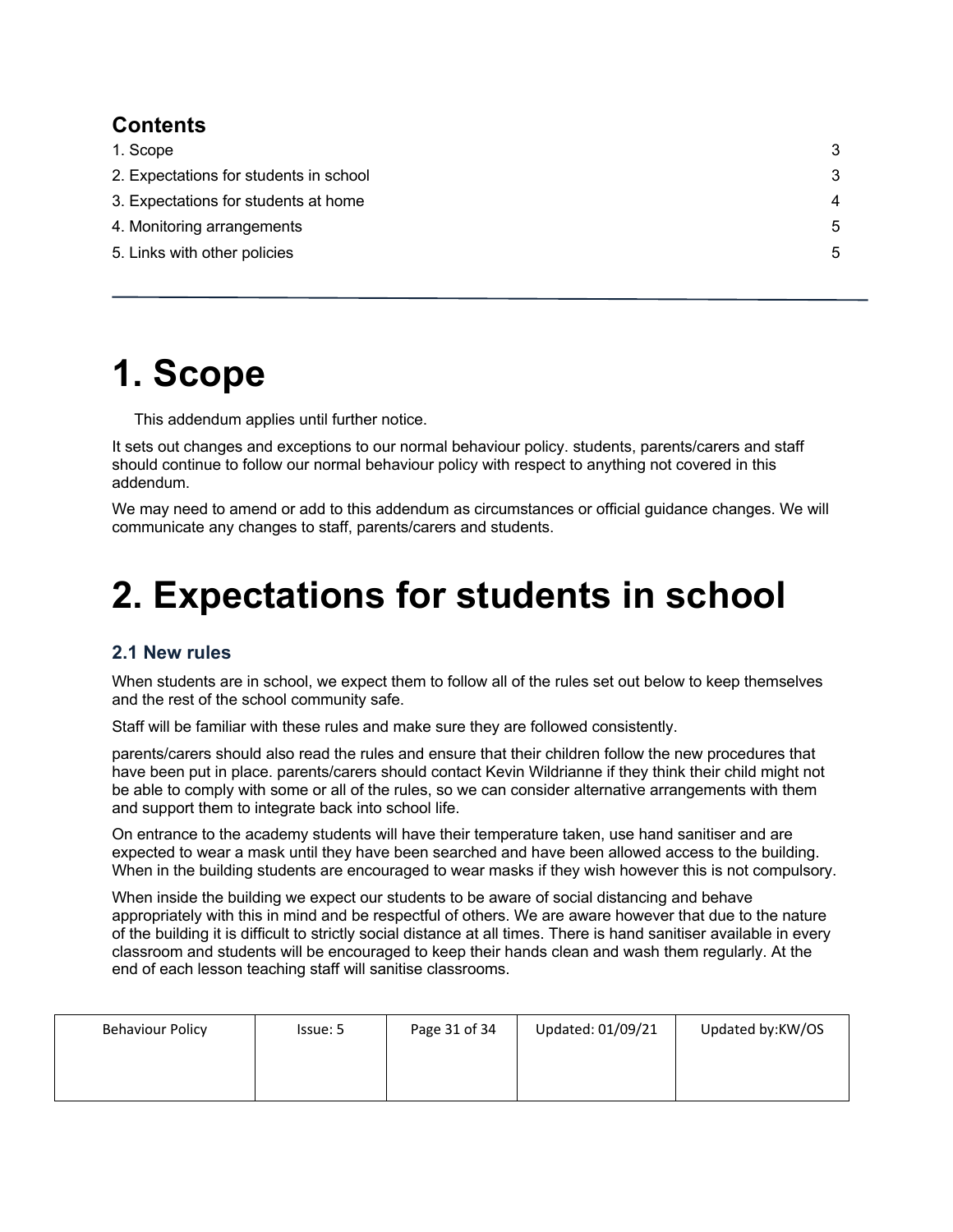## Contents

1. Scope 3
2. Expectations for students in school 3
3. Expectations for students at home 4
4. Monitoring arrangements 5
5. Links with other policies 5

---

# 1. Scope

This addendum applies until further notice.

It sets out changes and exceptions to our normal behaviour policy. students, parents/carers and staff should continue to follow our normal behaviour policy with respect to anything not covered in this addendum.

We may need to amend or add to this addendum as circumstances or official guidance changes. We will communicate any changes to staff, parents/carers and students.

# 2. Expectations for students in school

### 2.1 New rules

When students are in school, we expect them to follow all of the rules set out below to keep themselves and the rest of the school community safe.

Staff will be familiar with these rules and make sure they are followed consistently.

parents/carers should also read the rules and ensure that their children follow the new procedures that have been put in place. parents/carers should contact Kevin Wildrianne if they think their child might not be able to comply with some or all of the rules, so we can consider alternative arrangements with them and support them to integrate back into school life.

On entrance to the academy students will have their temperature taken, use hand sanitiser and are expected to wear a mask until they have been searched and have been allowed access to the building. When in the building students are encouraged to wear masks if they wish however this is not compulsory.

When inside the building we expect our students to be aware of social distancing and behave appropriately with this in mind and be respectful of others. We are aware however that due to the nature of the building it is difficult to strictly social distance at all times. There is hand sanitiser available in every classroom and students will be encouraged to keep their hands clean and wash them regularly. At the end of each lesson teaching staff will sanitise classrooms.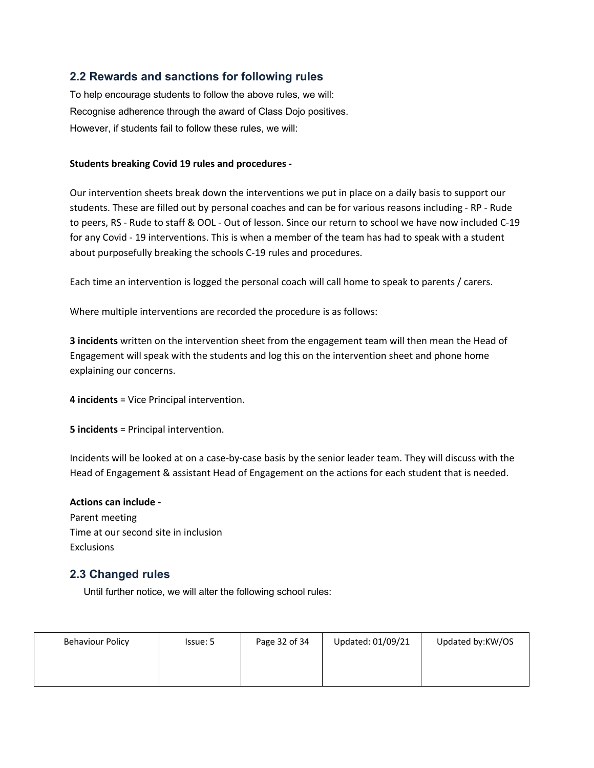## 2.2 Rewards and sanctions for following rules

To help encourage students to follow the above rules, we will:

Recognise adherence through the award of Class Dojo positives.

However, if students fail to follow these rules, we will:

**Students breaking Covid 19 rules and procedures -**

Our intervention sheets break down the interventions we put in place on a daily basis to support our students. These are filled out by personal coaches and can be for various reasons including - RP - Rude to peers, RS - Rude to staff & OOL - Out of lesson. Since our return to school we have now included C-19 for any Covid - 19 interventions. This is when a member of the team has had to speak with a student about purposefully breaking the schools C-19 rules and procedures.

Each time an intervention is logged the personal coach will call home to speak to parents / carers.

Where multiple interventions are recorded the procedure is as follows:

**3 incidents** written on the intervention sheet from the engagement team will then mean the Head of Engagement will speak with the students and log this on the intervention sheet and phone home explaining our concerns.

**4 incidents** = Vice Principal intervention.

**5 incidents** = Principal intervention.

Incidents will be looked at on a case-by-case basis by the senior leader team. They will discuss with the Head of Engagement & assistant Head of Engagement on the actions for each student that is needed.

**Actions can include -**

Parent meeting
Time at our second site in inclusion
Exclusions

## 2.3 Changed rules

Until further notice, we will alter the following school rules: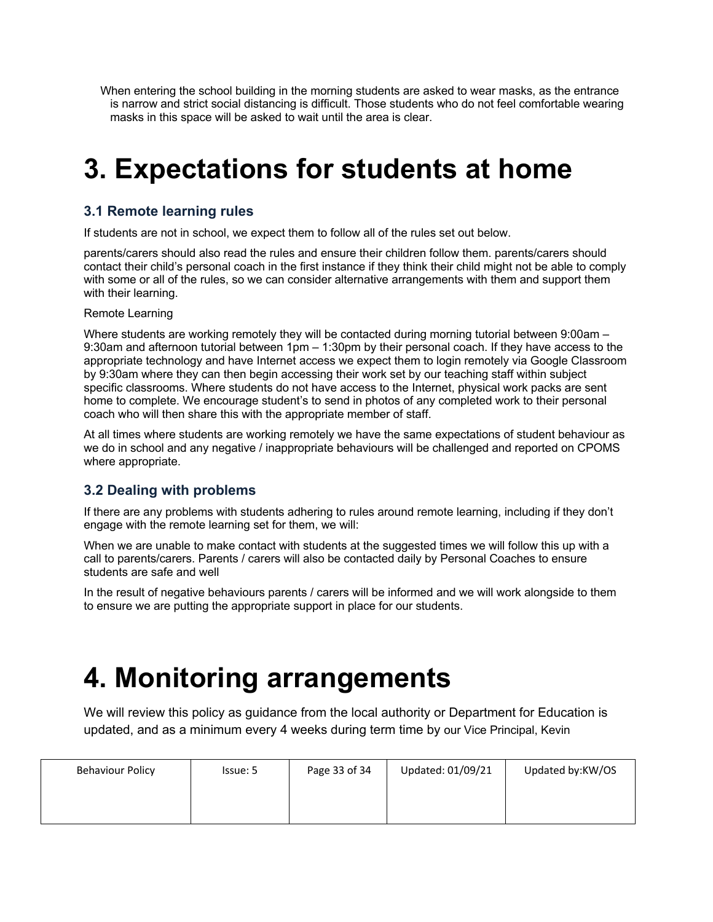When entering the school building in the morning students are asked to wear masks, as the entrance is narrow and strict social distancing is difficult. Those students who do not feel comfortable wearing masks in this space will be asked to wait until the area is clear.

# 3. Expectations for students at home

### 3.1 Remote learning rules

If students are not in school, we expect them to follow all of the rules set out below.

parents/carers should also read the rules and ensure their children follow them. parents/carers should contact their child's personal coach in the first instance if they think their child might not be able to comply with some or all of the rules, so we can consider alternative arrangements with them and support them with their learning.

Remote Learning

Where students are working remotely they will be contacted during morning tutorial between 9:00am – 9:30am and afternoon tutorial between 1pm – 1:30pm by their personal coach. If they have access to the appropriate technology and have Internet access we expect them to login remotely via Google Classroom by 9:30am where they can then begin accessing their work set by our teaching staff within subject specific classrooms. Where students do not have access to the Internet, physical work packs are sent home to complete. We encourage student's to send in photos of any completed work to their personal coach who will then share this with the appropriate member of staff.

At all times where students are working remotely we have the same expectations of student behaviour as we do in school and any negative / inappropriate behaviours will be challenged and reported on CPOMS where appropriate.

### 3.2 Dealing with problems

If there are any problems with students adhering to rules around remote learning, including if they don't engage with the remote learning set for them, we will:

When we are unable to make contact with students at the suggested times we will follow this up with a call to parents/carers. Parents / carers will also be contacted daily by Personal Coaches to ensure students are safe and well

In the result of negative behaviours parents / carers will be informed and we will work alongside to them to ensure we are putting the appropriate support in place for our students.

# 4. Monitoring arrangements

We will review this policy as guidance from the local authority or Department for Education is updated, and as a minimum every 4 weeks during term time by our Vice Principal, Kevin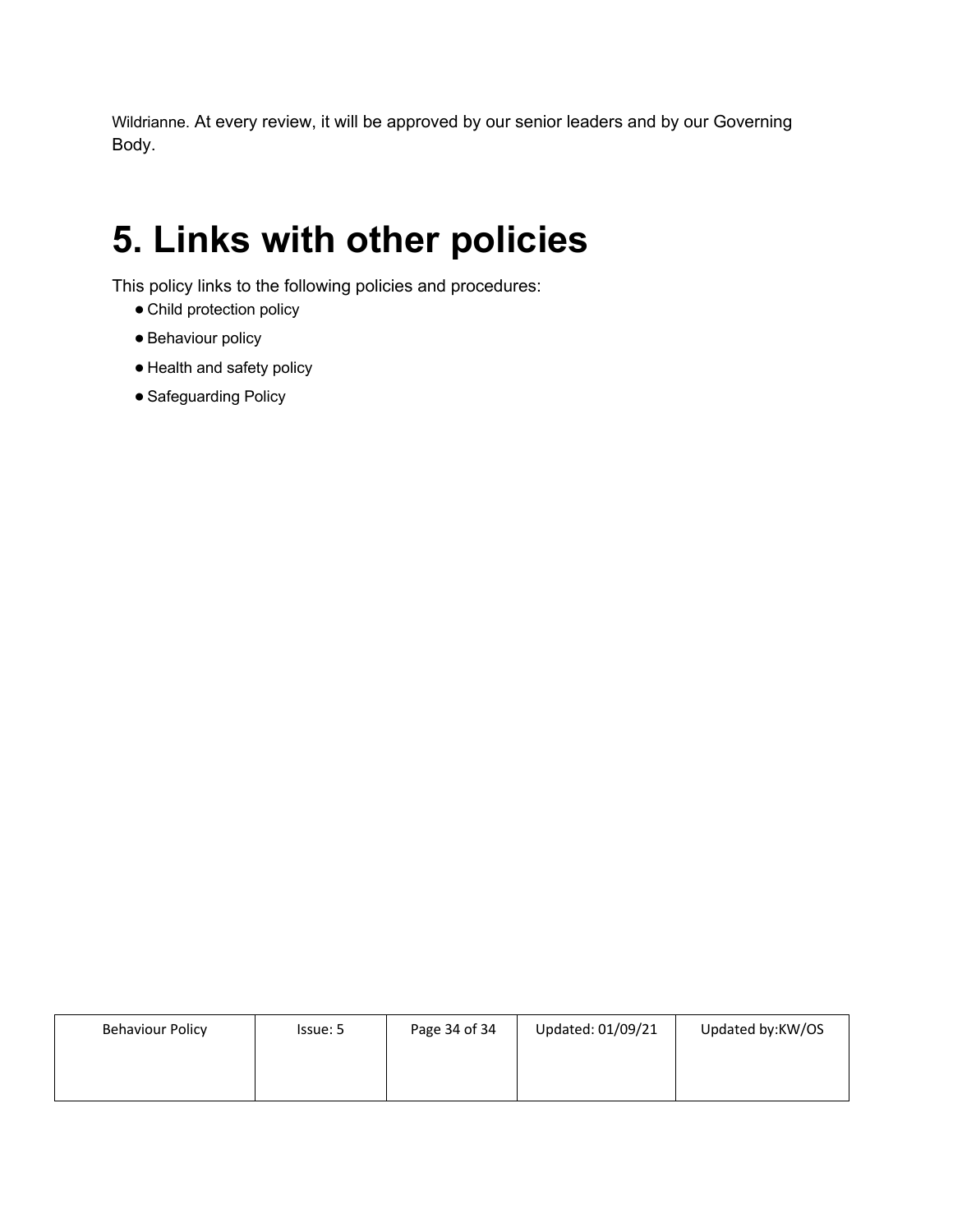Wildrianne. At every review, it will be approved by our senior leaders and by our Governing Body.

# 5. Links with other policies

This policy links to the following policies and procedures:

- Child protection policy
- Behaviour policy
- Health and safety policy
- Safeguarding Policy